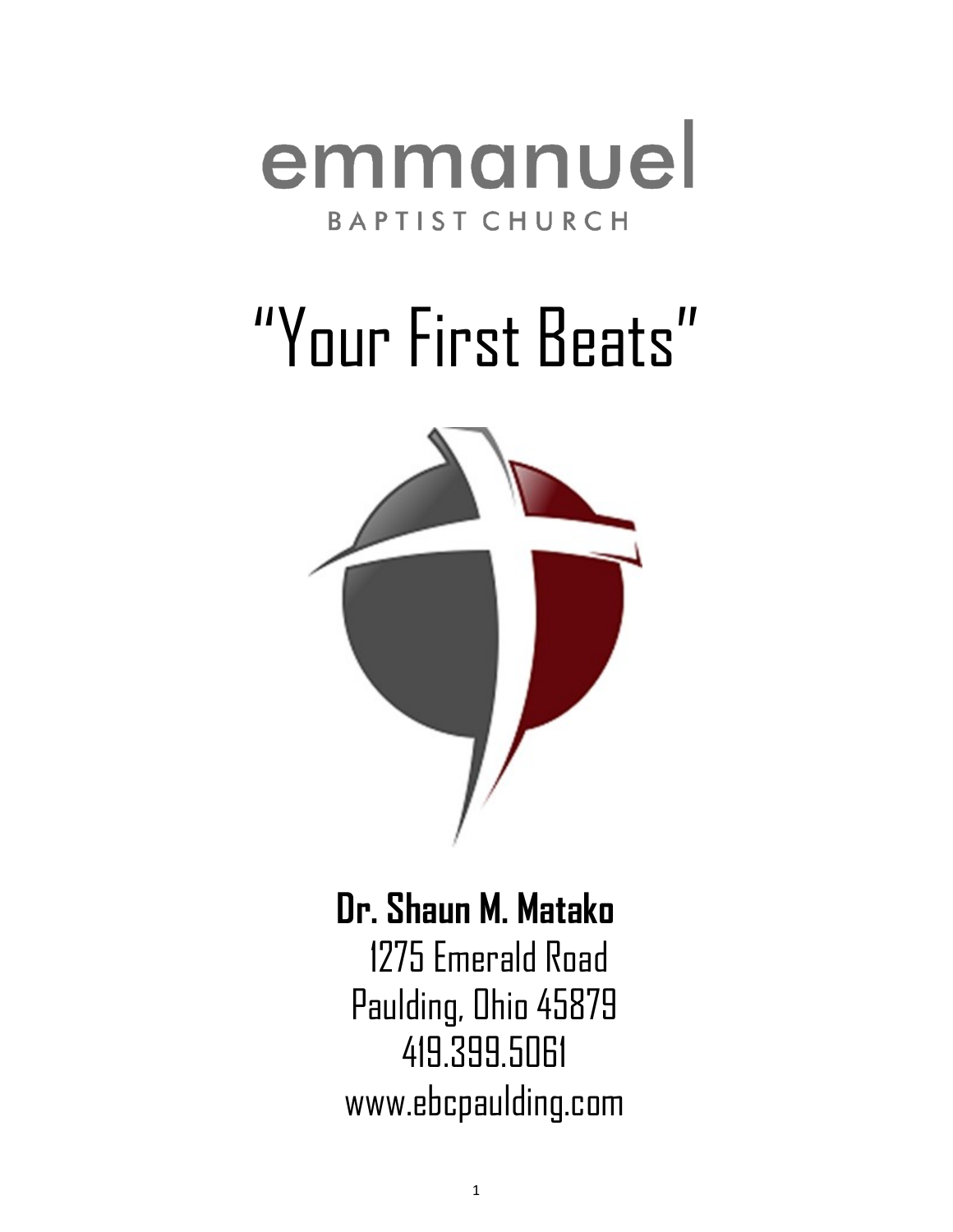emmanuel

BAPTIST CHURCH

# "Your First Beats"

**Dr. Shaun M. Matako**

1275 Emerald Road
Paulding, Ohio 45879
419.399.5061
www.ebcpaulding.com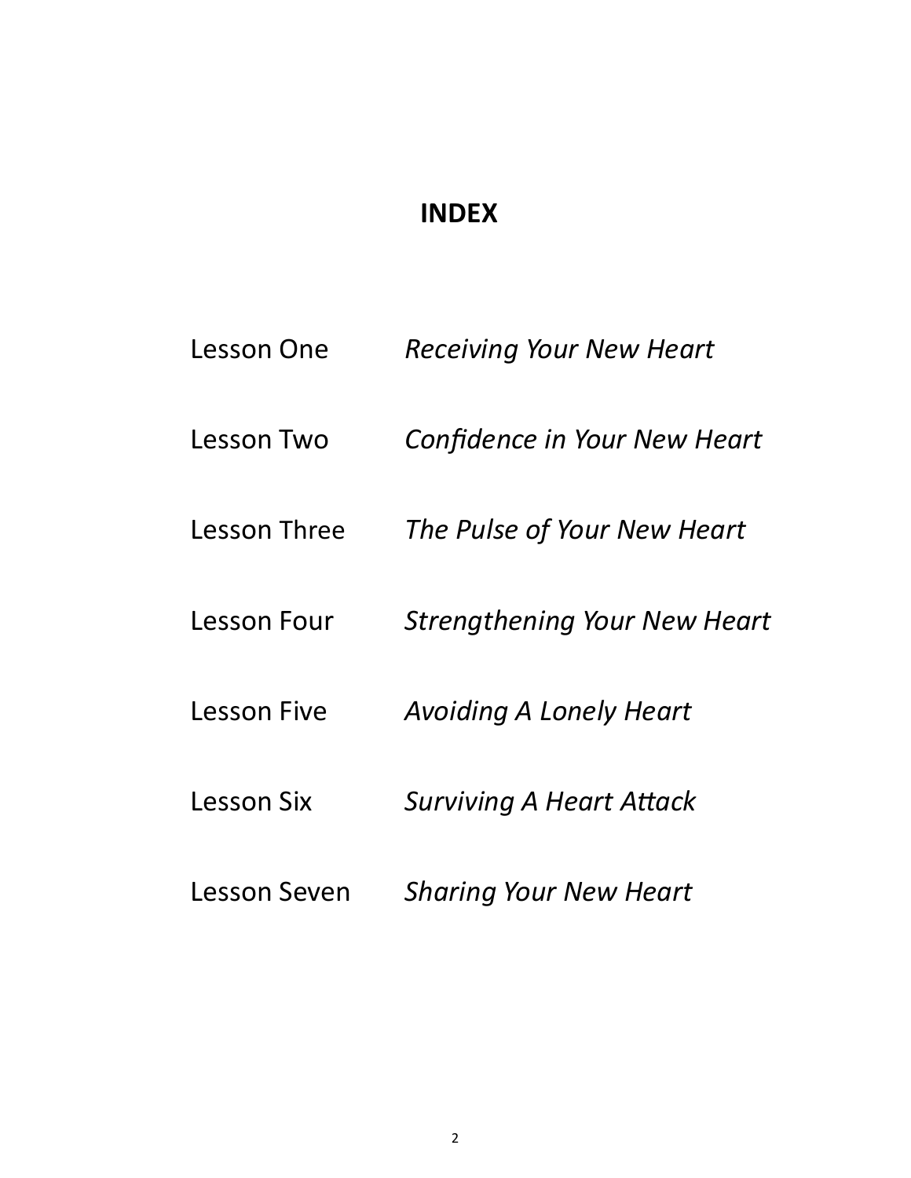# INDEX

| | |
|---|---|
| Lesson One | *Receiving Your New Heart* |
| Lesson Two | *Confidence in Your New Heart* |
| Lesson Three | *The Pulse of Your New Heart* |
| Lesson Four | *Strengthening Your New Heart* |
| Lesson Five | *Avoiding A Lonely Heart* |
| Lesson Six | *Surviving A Heart Attack* |
| Lesson Seven | *Sharing Your New Heart* |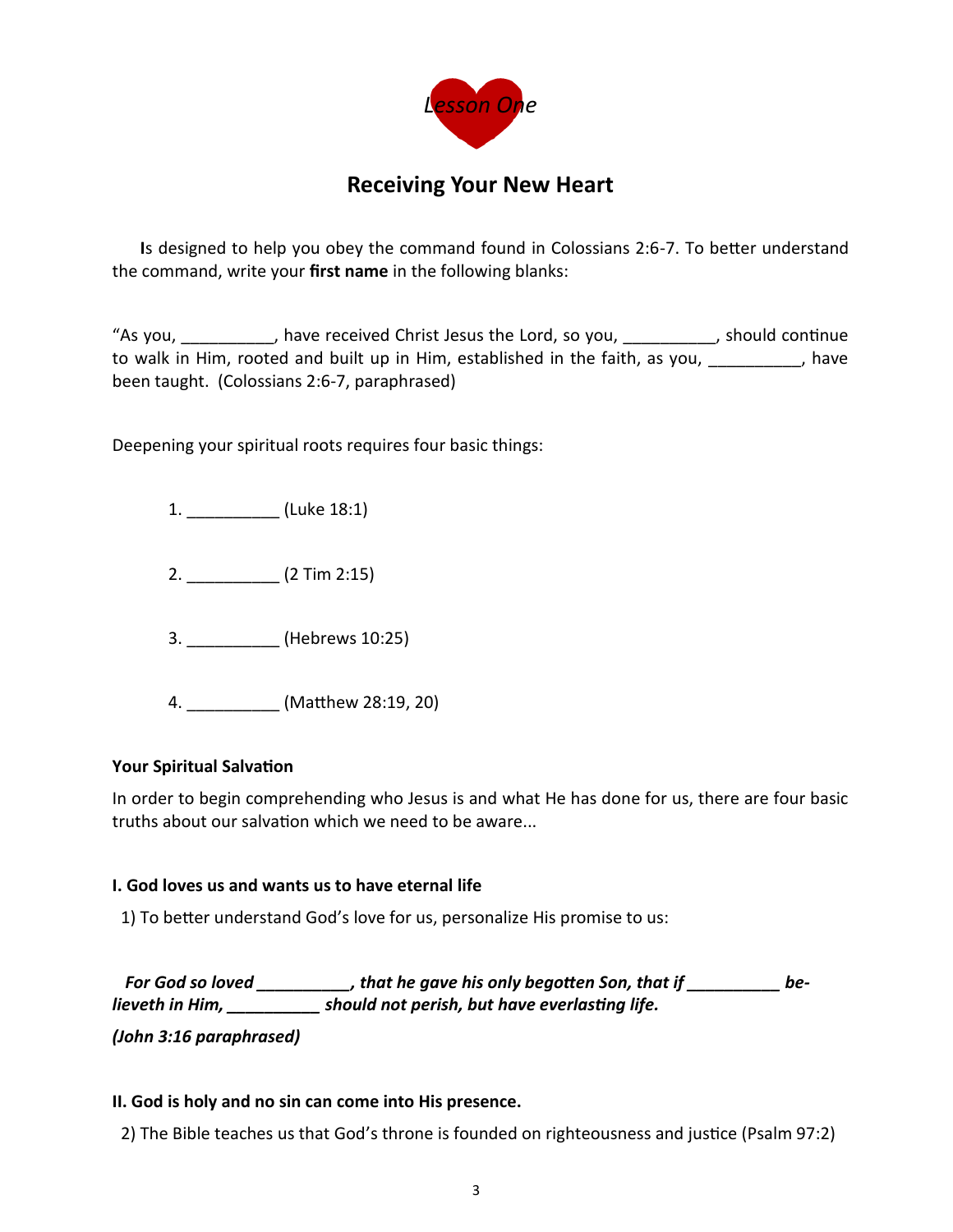*Lesson One*

## Receiving Your New Heart

**I**s designed to help you obey the command found in Colossians 2:6-7. To better understand the command, write your **first name** in the following blanks:

"As you, __________, have received Christ Jesus the Lord, so you, __________, should continue to walk in Him, rooted and built up in Him, established in the faith, as you, __________, have been taught. (Colossians 2:6-7, paraphrased)

Deepening your spiritual roots requires four basic things:

1. __________ (Luke 18:1)

2. __________ (2 Tim 2:15)

3. __________ (Hebrews 10:25)

4. __________ (Matthew 28:19, 20)

**Your Spiritual Salvation**

In order to begin comprehending who Jesus is and what He has done for us, there are four basic truths about our salvation which we need to be aware...

**I. God loves us and wants us to have eternal life**

1) To better understand God's love for us, personalize His promise to us:

***For God so loved __________, that he gave his only begotten Son, that if __________ be-lieveth in Him, __________ should not perish, but have everlasting life.***

***(John 3:16 paraphrased)***

**II. God is holy and no sin can come into His presence.**

2) The Bible teaches us that God's throne is founded on righteousness and justice (Psalm 97:2)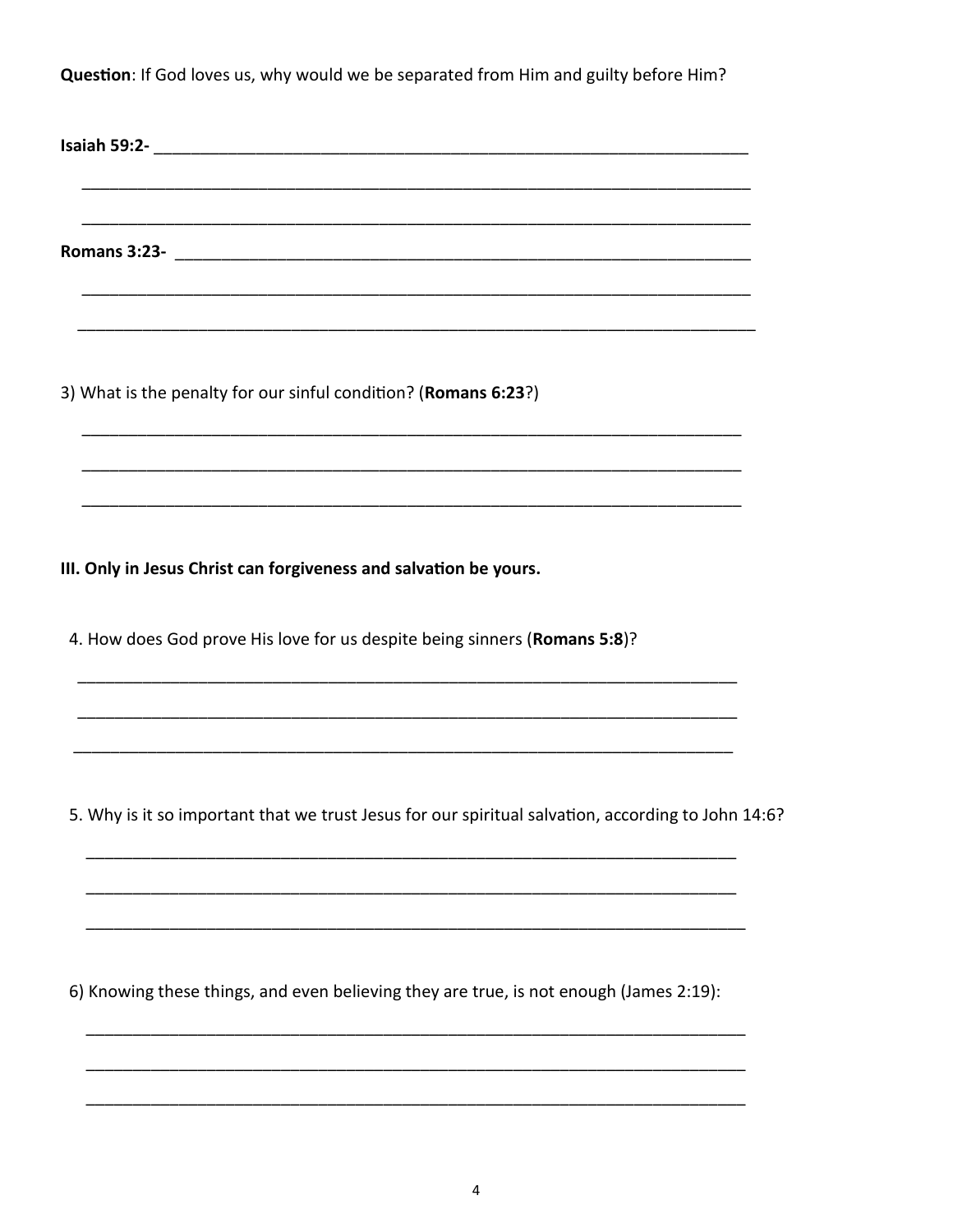**Question**: If God loves us, why would we be separated from Him and guilty before Him?

**Isaiah 59:2-** ___________________________________________________________________

___________________________________________________________________________

___________________________________________________________________________

**Romans 3:23-** __________________________________________________________________

___________________________________________________________________________

___________________________________________________________________________

3) What is the penalty for our sinful condition? (**Romans 6:23**?)

___________________________________________________________________________

___________________________________________________________________________

___________________________________________________________________________

**III. Only in Jesus Christ can forgiveness and salvation be yours.**

4. How does God prove His love for us despite being sinners (**Romans 5:8**)?

___________________________________________________________________________

___________________________________________________________________________

___________________________________________________________________________

5. Why is it so important that we trust Jesus for our spiritual salvation, according to John 14:6?

___________________________________________________________________________

___________________________________________________________________________

___________________________________________________________________________

6) Knowing these things, and even believing they are true, is not enough (James 2:19):

___________________________________________________________________________

___________________________________________________________________________

___________________________________________________________________________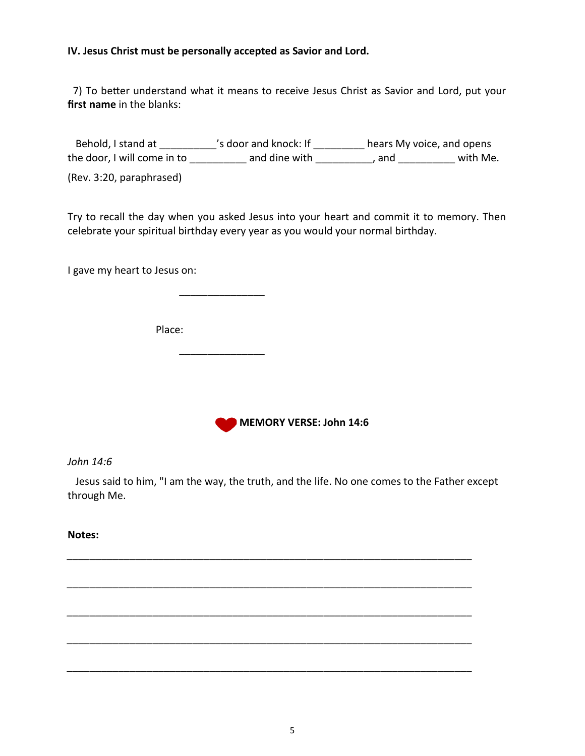**IV. Jesus Christ must be personally accepted as Savior and Lord.**

7) To better understand what it means to receive Jesus Christ as Savior and Lord, put your **first name** in the blanks:

Behold, I stand at __________'s door and knock: If _________ hears My voice, and opens the door, I will come in to __________ and dine with __________, and __________ with Me.

(Rev. 3:20, paraphrased)

Try to recall the day when you asked Jesus into your heart and commit it to memory. Then celebrate your spiritual birthday every year as you would your normal birthday.

I gave my heart to Jesus on:

_______________

Place:

_______________

**MEMORY VERSE: John 14:6**

*John 14:6*

Jesus said to him, "I am the way, the truth, and the life. No one comes to the Father except through Me.

**Notes:**

________________________________________________________________________

________________________________________________________________________

________________________________________________________________________

________________________________________________________________________

________________________________________________________________________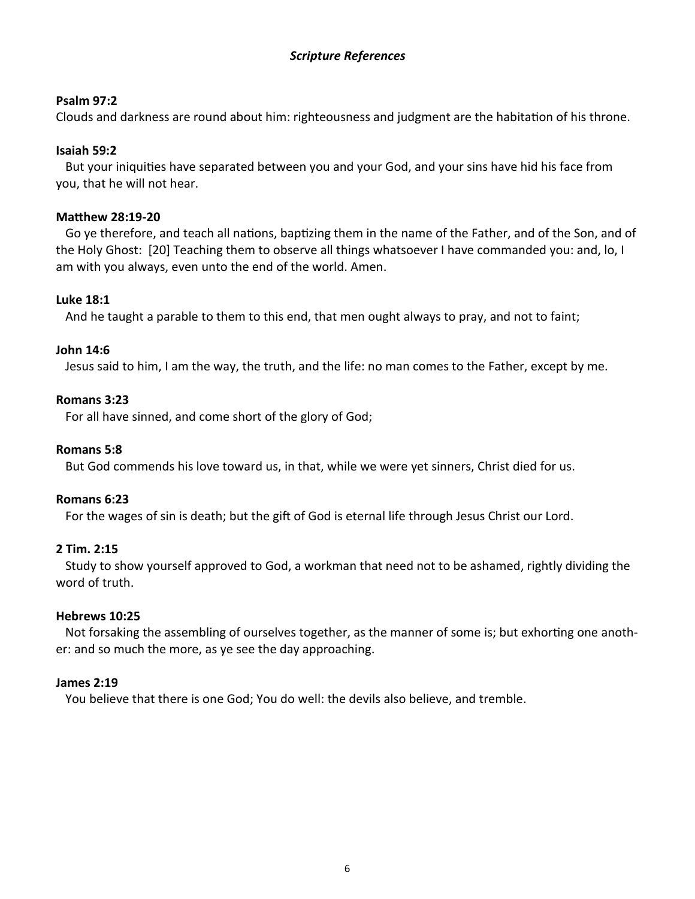## *Scripture References*

**Psalm 97:2**

Clouds and darkness are round about him: righteousness and judgment are the habitation of his throne.

**Isaiah 59:2**

But your iniquities have separated between you and your God, and your sins have hid his face from you, that he will not hear.

**Matthew 28:19-20**

Go ye therefore, and teach all nations, baptizing them in the name of the Father, and of the Son, and of the Holy Ghost: [20] Teaching them to observe all things whatsoever I have commanded you: and, lo, I am with you always, even unto the end of the world. Amen.

**Luke 18:1**

And he taught a parable to them to this end, that men ought always to pray, and not to faint;

**John 14:6**

Jesus said to him, I am the way, the truth, and the life: no man comes to the Father, except by me.

**Romans 3:23**

For all have sinned, and come short of the glory of God;

**Romans 5:8**

But God commends his love toward us, in that, while we were yet sinners, Christ died for us.

**Romans 6:23**

For the wages of sin is death; but the gift of God is eternal life through Jesus Christ our Lord.

**2 Tim. 2:15**

Study to show yourself approved to God, a workman that need not to be ashamed, rightly dividing the word of truth.

**Hebrews 10:25**

Not forsaking the assembling of ourselves together, as the manner of some is; but exhorting one another: and so much the more, as ye see the day approaching.

**James 2:19**

You believe that there is one God; You do well: the devils also believe, and tremble.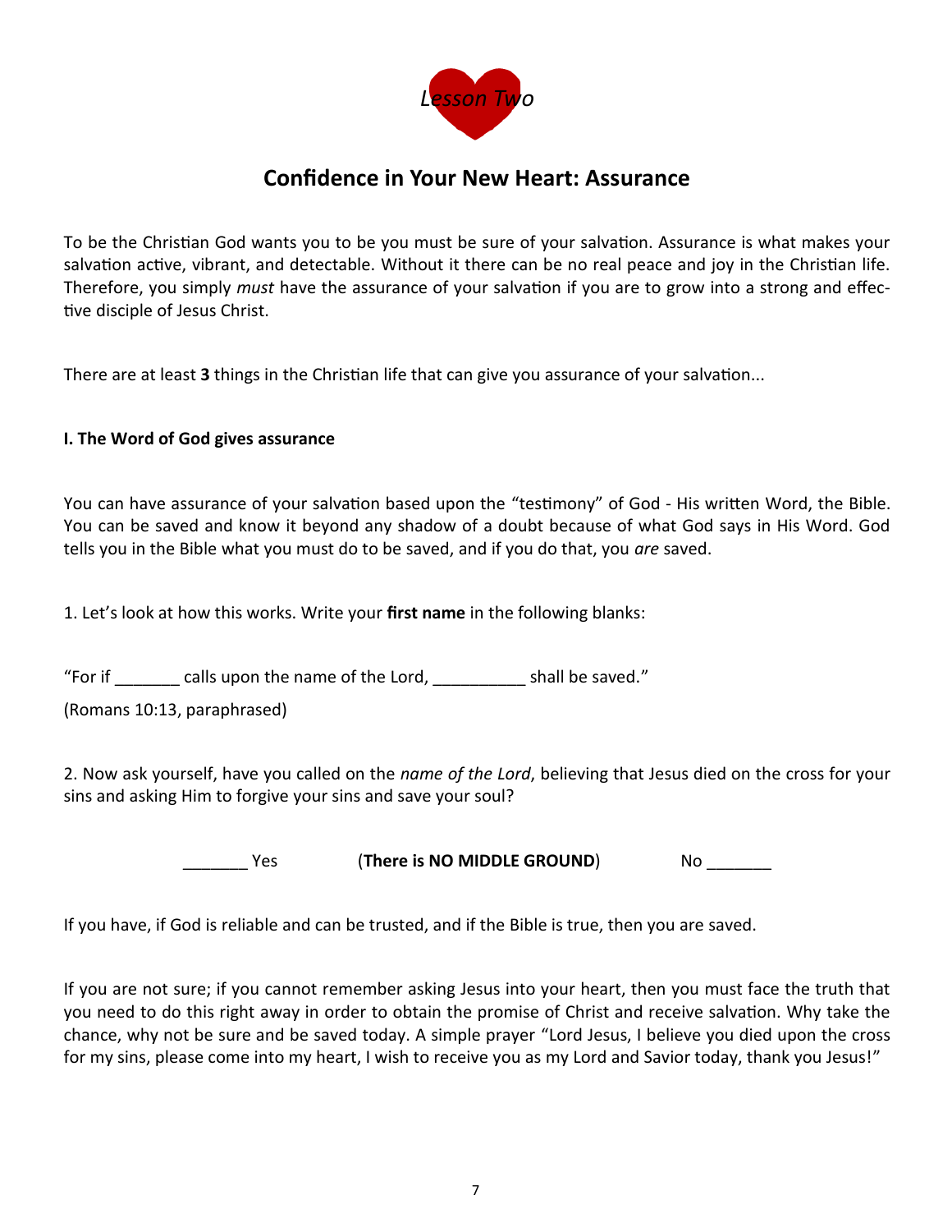*Lesson Two*

## Confidence in Your New Heart: Assurance

To be the Christian God wants you to be you must be sure of your salvation. Assurance is what makes your salvation active, vibrant, and detectable. Without it there can be no real peace and joy in the Christian life. Therefore, you simply *must* have the assurance of your salvation if you are to grow into a strong and effective disciple of Jesus Christ.

There are at least **3** things in the Christian life that can give you assurance of your salvation...

**I. The Word of God gives assurance**

You can have assurance of your salvation based upon the "testimony" of God - His written Word, the Bible. You can be saved and know it beyond any shadow of a doubt because of what God says in His Word. God tells you in the Bible what you must do to be saved, and if you do that, you *are* saved.

1. Let's look at how this works. Write your **first name** in the following blanks:

"For if _______ calls upon the name of the Lord, __________ shall be saved."

(Romans 10:13, paraphrased)

2. Now ask yourself, have you called on the *name of the Lord*, believing that Jesus died on the cross for your sins and asking Him to forgive your sins and save your soul?

_______ Yes (**There is NO MIDDLE GROUND**) No _______

If you have, if God is reliable and can be trusted, and if the Bible is true, then you are saved.

If you are not sure; if you cannot remember asking Jesus into your heart, then you must face the truth that you need to do this right away in order to obtain the promise of Christ and receive salvation. Why take the chance, why not be sure and be saved today. A simple prayer "Lord Jesus, I believe you died upon the cross for my sins, please come into my heart, I wish to receive you as my Lord and Savior today, thank you Jesus!"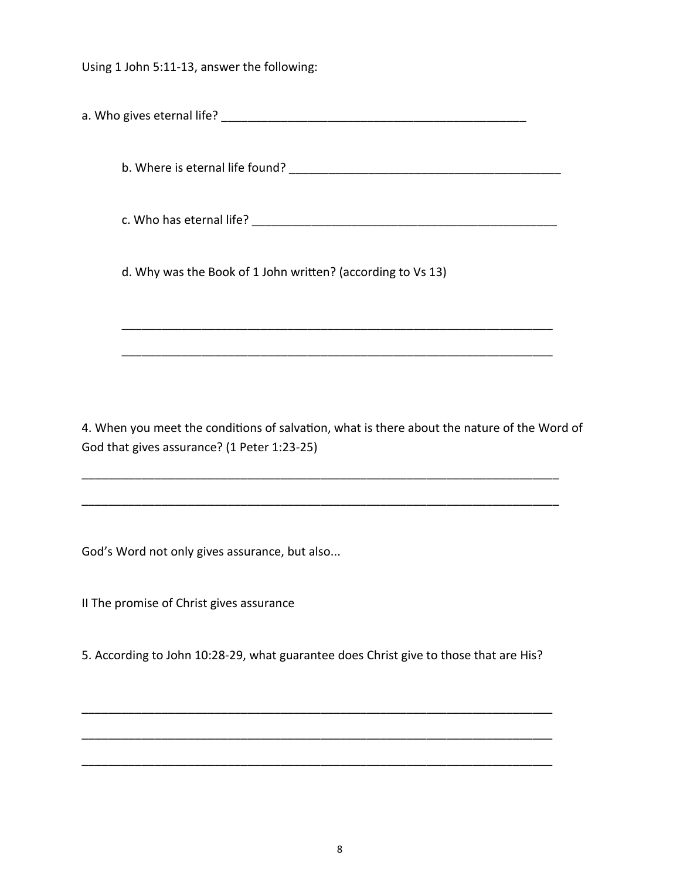Using 1 John 5:11-13, answer the following:

a. Who gives eternal life? _______________________________________________

b. Where is eternal life found? ________________________________________

c. Who has eternal life? _______________________________________________

d. Why was the Book of 1 John written? (according to Vs 13)

_____________________________________________________________________

_____________________________________________________________________

4. When you meet the conditions of salvation, what is there about the nature of the Word of God that gives assurance? (1 Peter 1:23-25)

_____________________________________________________________________

_____________________________________________________________________

God's Word not only gives assurance, but also...

II The promise of Christ gives assurance

5. According to John 10:28-29, what guarantee does Christ give to those that are His?

_____________________________________________________________________

_____________________________________________________________________

_____________________________________________________________________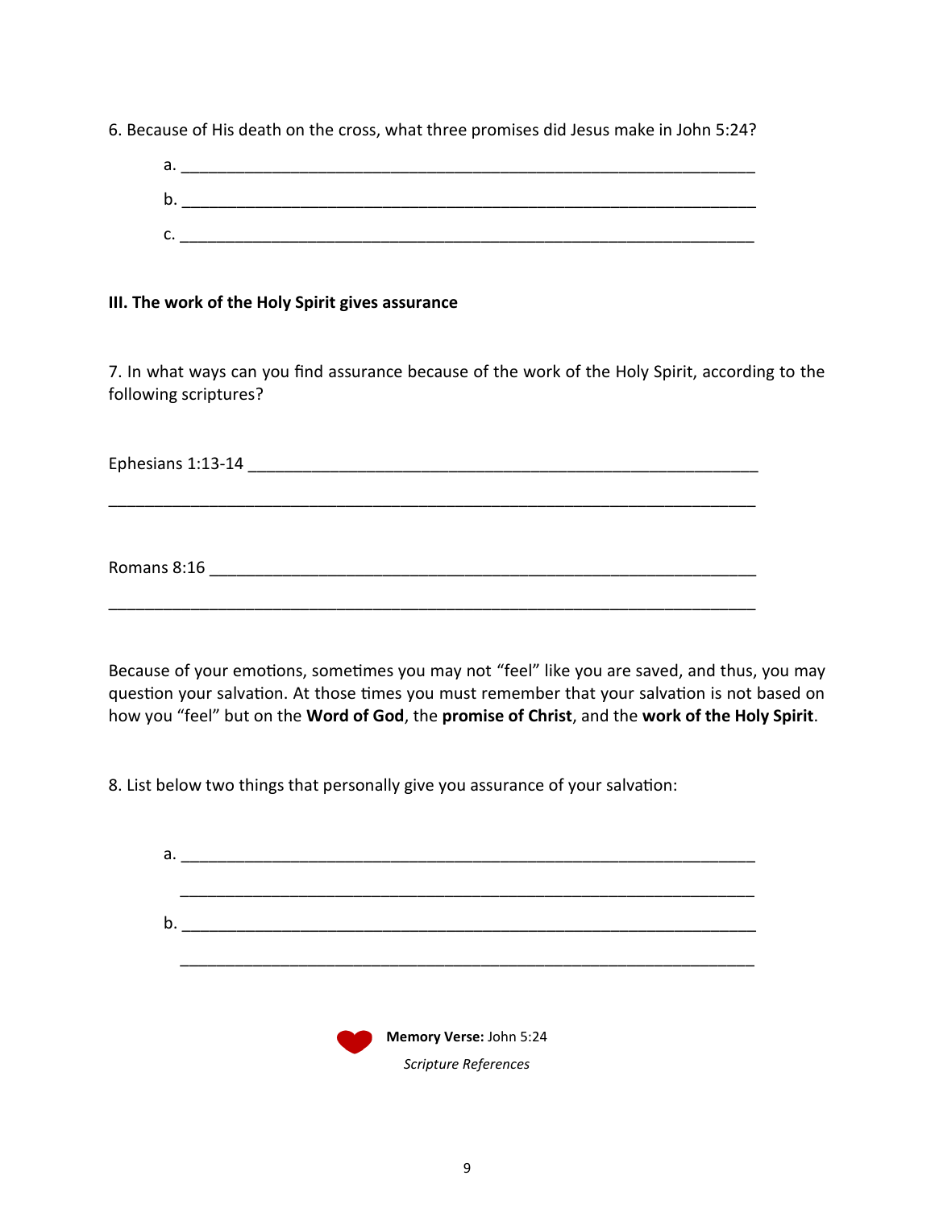6. Because of His death on the cross, what three promises did Jesus make in John 5:24?

a. ______________________________________________________________

b. ______________________________________________________________

c. ______________________________________________________________

**III. The work of the Holy Spirit gives assurance**

7. In what ways can you find assurance because of the work of the Holy Spirit, according to the following scriptures?

Ephesians 1:13-14 _______________________________________________________

_________________________________________________________________

Romans 8:16 ___________________________________________________________

_________________________________________________________________

Because of your emotions, sometimes you may not "feel" like you are saved, and thus, you may question your salvation. At those times you must remember that your salvation is not based on how you "feel" but on the **Word of God**, the **promise of Christ**, and the **work of the Holy Spirit**.

8. List below two things that personally give you assurance of your salvation:

a. ______________________________________________________________

______________________________________________________________

b. ______________________________________________________________

______________________________________________________________

**Memory Verse:** John 5:24

*Scripture References*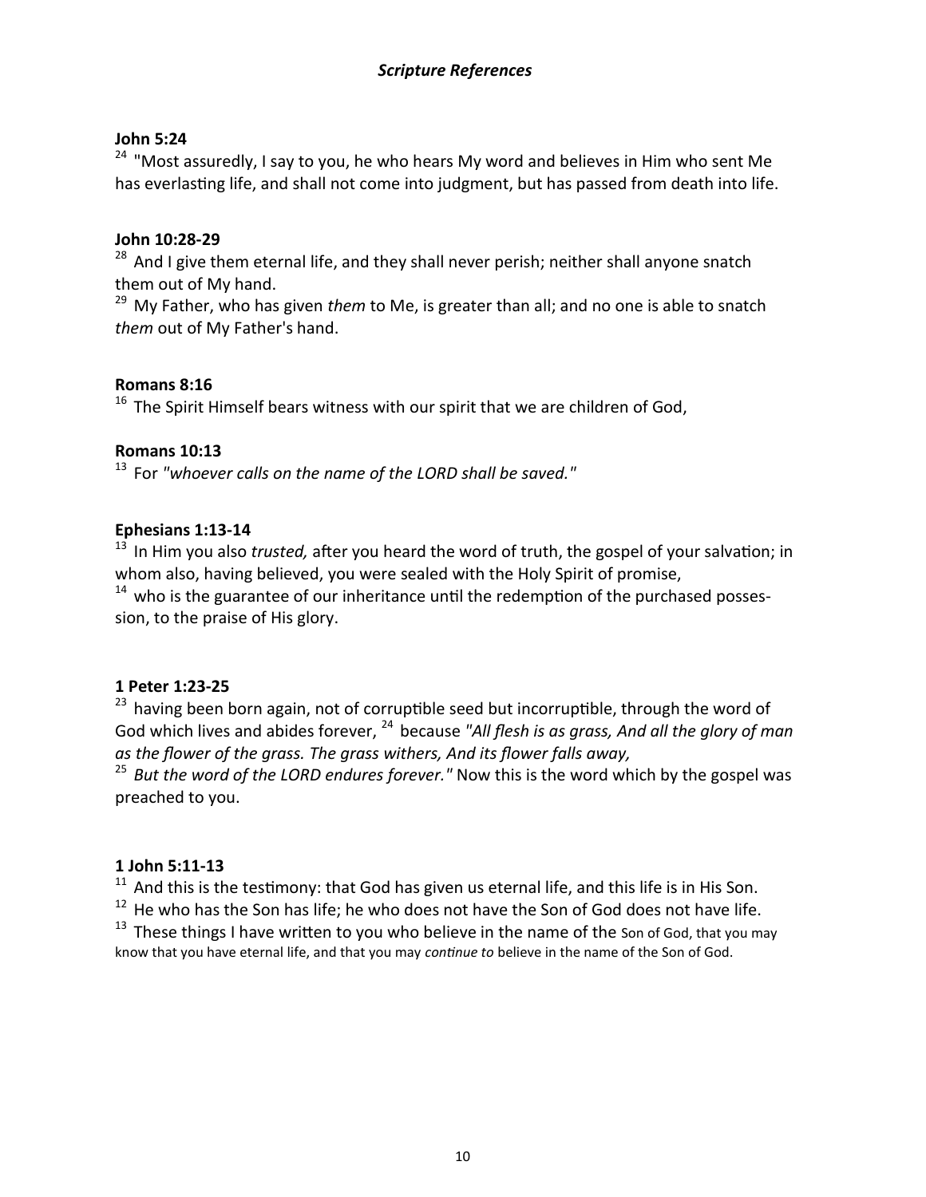## *Scripture References*

**John 5:24**

[24] "Most assuredly, I say to you, he who hears My word and believes in Him who sent Me has everlasting life, and shall not come into judgment, but has passed from death into life.

**John 10:28-29**

[28] And I give them eternal life, and they shall never perish; neither shall anyone snatch them out of My hand.
[29] My Father, who has given *them* to Me, is greater than all; and no one is able to snatch *them* out of My Father's hand.

**Romans 8:16**

[16] The Spirit Himself bears witness with our spirit that we are children of God,

**Romans 10:13**

[13] For *"whoever calls on the name of the LORD shall be saved."*

**Ephesians 1:13-14**

[13] In Him you also *trusted,* after you heard the word of truth, the gospel of your salvation; in whom also, having believed, you were sealed with the Holy Spirit of promise,
[14] who is the guarantee of our inheritance until the redemption of the purchased possession, to the praise of His glory.

**1 Peter 1:23-25**

[23] having been born again, not of corruptible seed but incorruptible, through the word of God which lives and abides forever, [24] because *"All flesh is as grass, And all the glory of man as the flower of the grass. The grass withers, And its flower falls away,*
[25] *But the word of the LORD endures forever."* Now this is the word which by the gospel was preached to you.

**1 John 5:11-13**

[11] And this is the testimony: that God has given us eternal life, and this life is in His Son.
[12] He who has the Son has life; he who does not have the Son of God does not have life.
[13] These things I have written to you who believe in the name of the Son of God, that you may know that you have eternal life, and that you may *continue to* believe in the name of the Son of God.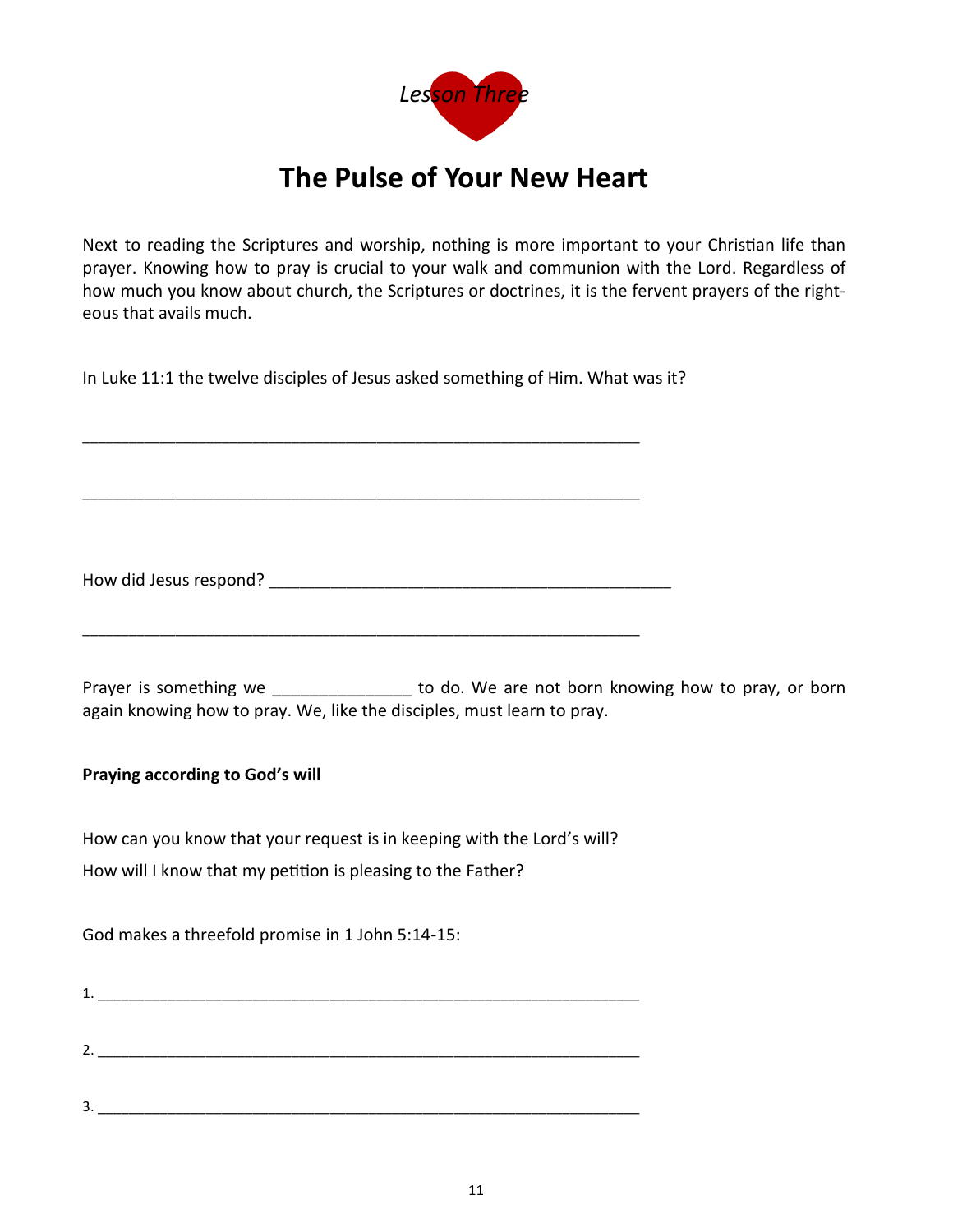*Lesson Three*

# The Pulse of Your New Heart

Next to reading the Scriptures and worship, nothing is more important to your Christian life than prayer. Knowing how to pray is crucial to your walk and communion with the Lord. Regardless of how much you know about church, the Scriptures or doctrines, it is the fervent prayers of the righteous that avails much.

In Luke 11:1 the twelve disciples of Jesus asked something of Him. What was it?

______________________________________________________________

______________________________________________________________

How did Jesus respond? ____________________________________________

______________________________________________________________

Prayer is something we ______________ to do. We are not born knowing how to pray, or born again knowing how to pray. We, like the disciples, must learn to pray.

**Praying according to God's will**

How can you know that your request is in keeping with the Lord's will?

How will I know that my petition is pleasing to the Father?

God makes a threefold promise in 1 John 5:14-15:

1. ____________________________________________________________

2. ____________________________________________________________

3. ____________________________________________________________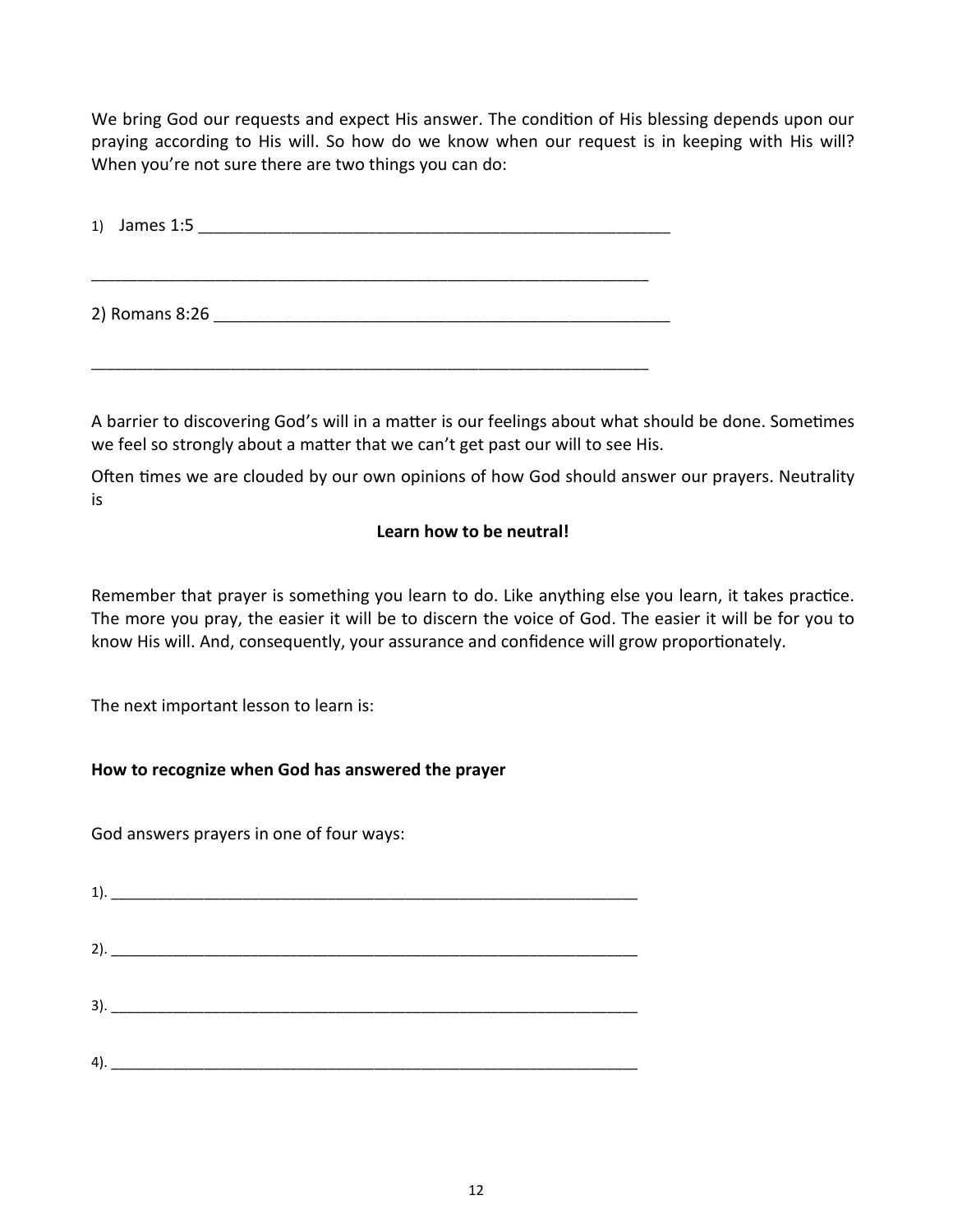We bring God our requests and expect His answer. The condition of His blessing depends upon our praying according to His will. So how do we know when our request is in keeping with His will? When you're not sure there are two things you can do:

1) James 1:5 ______________________________________________________

________________________________________________________________

2) Romans 8:26 ____________________________________________________

________________________________________________________________

A barrier to discovering God's will in a matter is our feelings about what should be done. Sometimes we feel so strongly about a matter that we can't get past our will to see His.

Often times we are clouded by our own opinions of how God should answer our prayers. Neutrality is

**Learn how to be neutral!**

Remember that prayer is something you learn to do. Like anything else you learn, it takes practice. The more you pray, the easier it will be to discern the voice of God. The easier it will be for you to know His will. And, consequently, your assurance and confidence will grow proportionately.

The next important lesson to learn is:

**How to recognize when God has answered the prayer**

God answers prayers in one of four ways:

1). ______________________________________________________________

2). ______________________________________________________________

3). ______________________________________________________________

4). ______________________________________________________________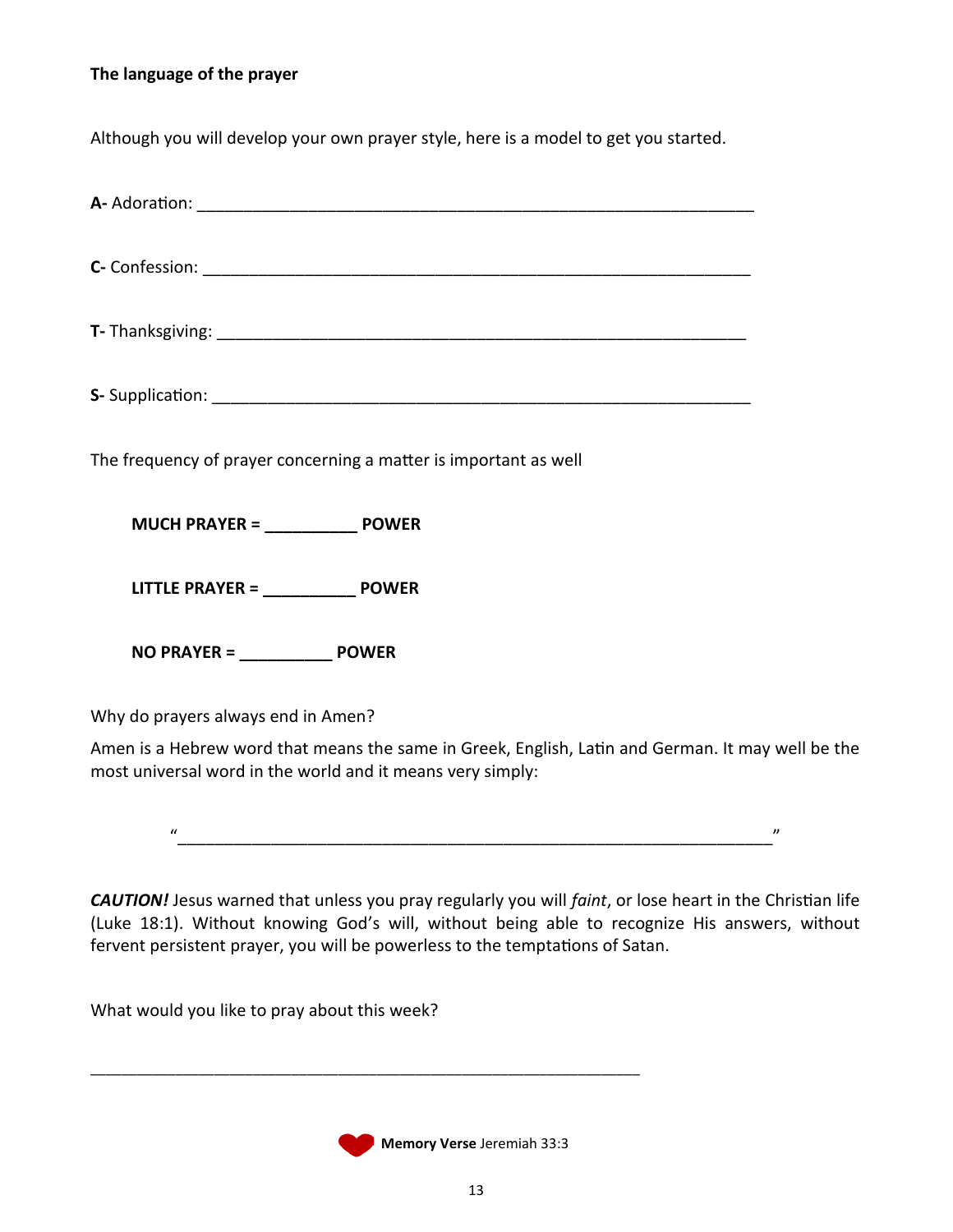**The language of the prayer**

Although you will develop your own prayer style, here is a model to get you started.

**A-** Adoration: ______________________________________________________________

**C-** Confession: _____________________________________________________________

**T-** Thanksgiving: ___________________________________________________________

**S-** Supplication: ____________________________________________________________

The frequency of prayer concerning a matter is important as well

**MUCH PRAYER = __________ POWER**

**LITTLE PRAYER = __________ POWER**

**NO PRAYER = __________ POWER**

Why do prayers always end in Amen?

Amen is a Hebrew word that means the same in Greek, English, Latin and German. It may well be the most universal word in the world and it means very simply:

"_________________________________________________________________"

***CAUTION!*** Jesus warned that unless you pray regularly you will *faint*, or lose heart in the Christian life (Luke 18:1). Without knowing God's will, without being able to recognize His answers, without fervent persistent prayer, you will be powerless to the temptations of Satan.

What would you like to pray about this week?

_____________________________________________________________

**Memory Verse** Jeremiah 33:3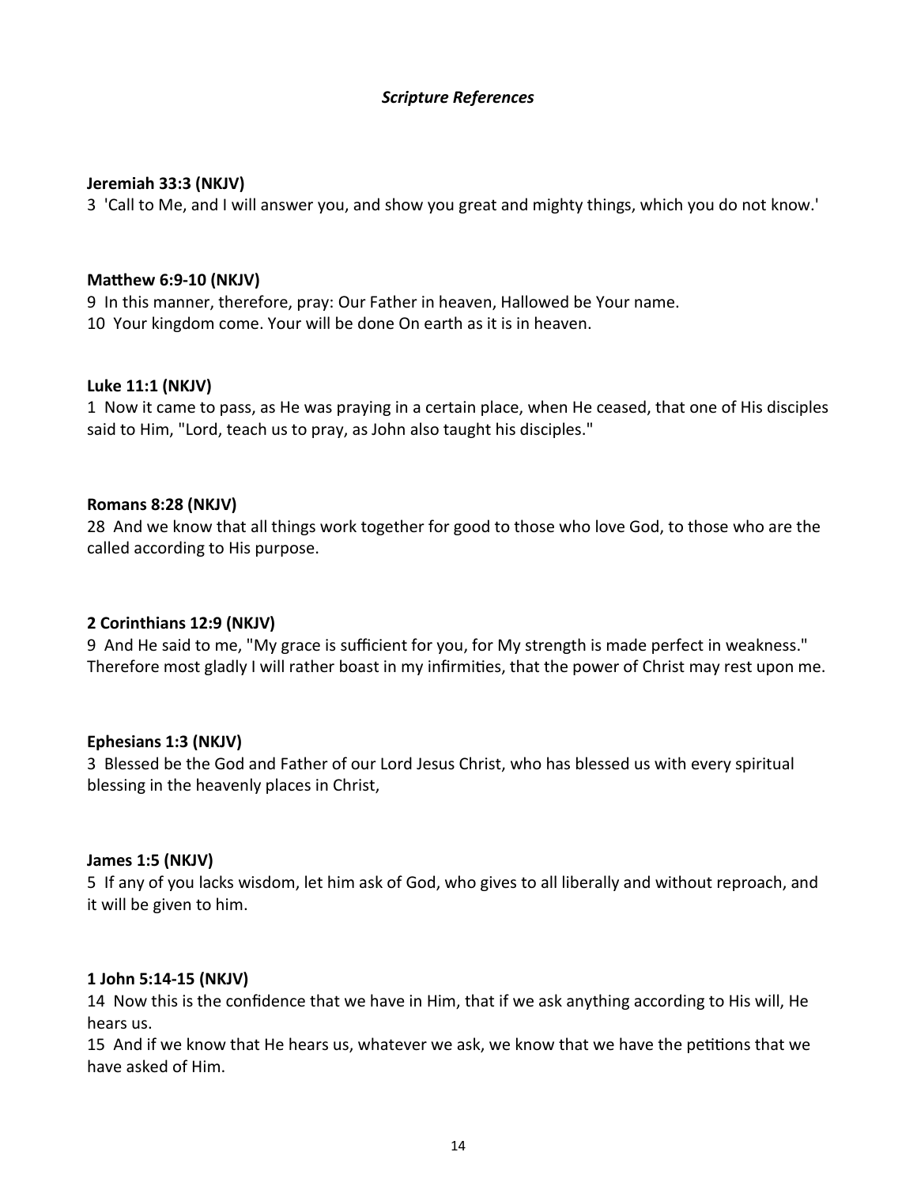## *Scripture References*

**Jeremiah 33:3 (NKJV)**

3 'Call to Me, and I will answer you, and show you great and mighty things, which you do not know.'

**Matthew 6:9-10 (NKJV)**

9 In this manner, therefore, pray: Our Father in heaven, Hallowed be Your name.
10 Your kingdom come. Your will be done On earth as it is in heaven.

**Luke 11:1 (NKJV)**

1 Now it came to pass, as He was praying in a certain place, when He ceased, that one of His disciples said to Him, "Lord, teach us to pray, as John also taught his disciples."

**Romans 8:28 (NKJV)**

28 And we know that all things work together for good to those who love God, to those who are the called according to His purpose.

**2 Corinthians 12:9 (NKJV)**

9 And He said to me, "My grace is sufficient for you, for My strength is made perfect in weakness." Therefore most gladly I will rather boast in my infirmities, that the power of Christ may rest upon me.

**Ephesians 1:3 (NKJV)**

3 Blessed be the God and Father of our Lord Jesus Christ, who has blessed us with every spiritual blessing in the heavenly places in Christ,

**James 1:5 (NKJV)**

5 If any of you lacks wisdom, let him ask of God, who gives to all liberally and without reproach, and it will be given to him.

**1 John 5:14-15 (NKJV)**

14 Now this is the confidence that we have in Him, that if we ask anything according to His will, He hears us.
15 And if we know that He hears us, whatever we ask, we know that we have the petitions that we have asked of Him.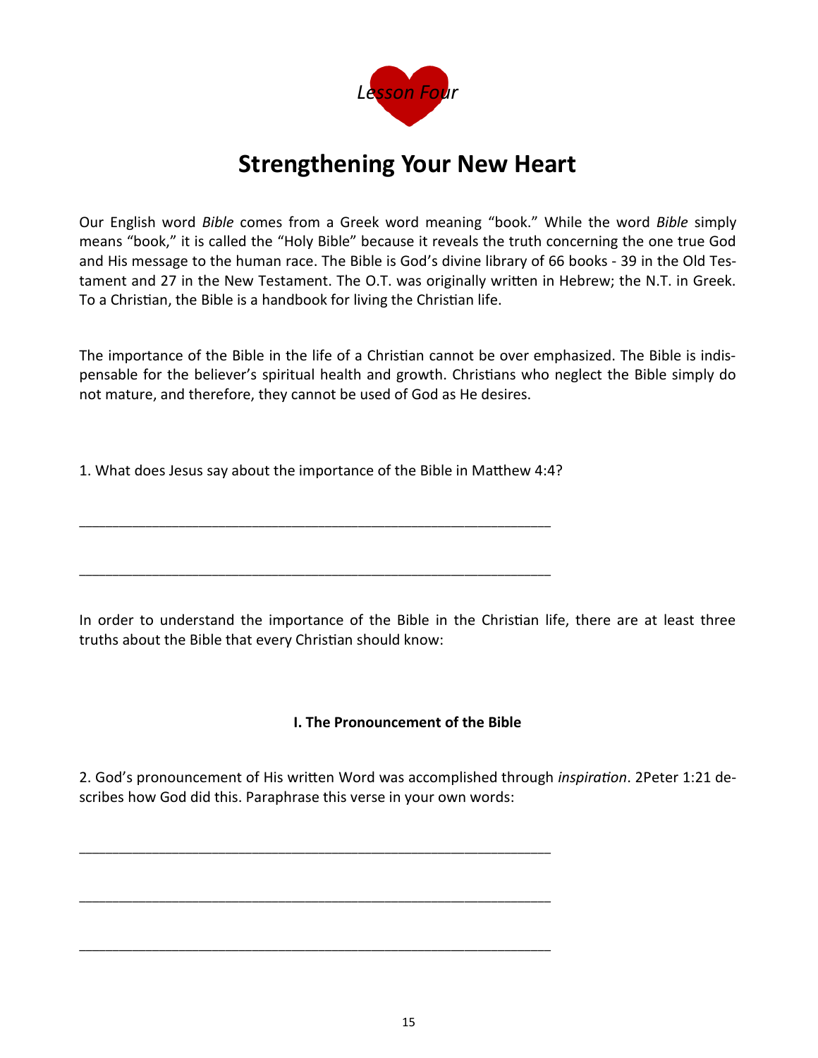*Lesson Four*

# Strengthening Your New Heart

Our English word *Bible* comes from a Greek word meaning "book." While the word *Bible* simply means "book," it is called the "Holy Bible" because it reveals the truth concerning the one true God and His message to the human race. The Bible is God's divine library of 66 books - 39 in the Old Testament and 27 in the New Testament. The O.T. was originally written in Hebrew; the N.T. in Greek. To a Christian, the Bible is a handbook for living the Christian life.

The importance of the Bible in the life of a Christian cannot be over emphasized. The Bible is indispensable for the believer's spiritual health and growth. Christians who neglect the Bible simply do not mature, and therefore, they cannot be used of God as He desires.

1. What does Jesus say about the importance of the Bible in Matthew 4:4?

______________________________________________________________

______________________________________________________________

In order to understand the importance of the Bible in the Christian life, there are at least three truths about the Bible that every Christian should know:

### I. The Pronouncement of the Bible

2. God's pronouncement of His written Word was accomplished through *inspiration*. 2Peter 1:21 describes how God did this. Paraphrase this verse in your own words:

______________________________________________________________

______________________________________________________________

______________________________________________________________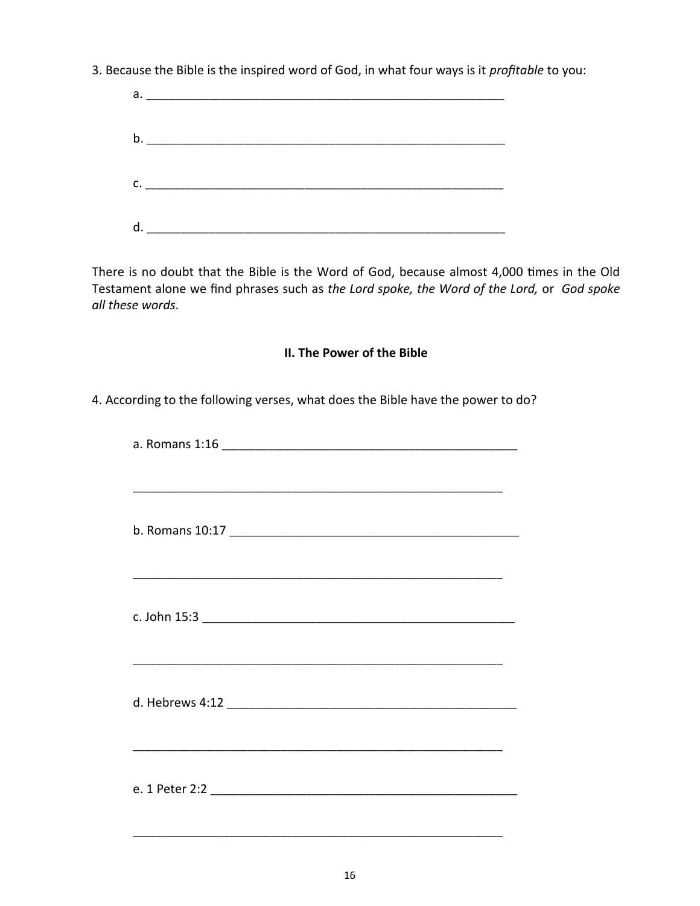3. Because the Bible is the inspired word of God, in what four ways is it *profitable* to you:

a. ___________________________________________________________

b. ___________________________________________________________

c. ___________________________________________________________

d. ___________________________________________________________

There is no doubt that the Bible is the Word of God, because almost 4,000 times in the Old Testament alone we find phrases such as *the Lord spoke, the Word of the Lord,* or *God spoke all these words*.

## II. The Power of the Bible

4. According to the following verses, what does the Bible have the power to do?

a. Romans 1:16 ______________________________________________

___________________________________________________________

b. Romans 10:17 _____________________________________________

___________________________________________________________

c. John 15:3 _________________________________________________

___________________________________________________________

d. Hebrews 4:12 _____________________________________________

___________________________________________________________

e. 1 Peter 2:2 _______________________________________________

___________________________________________________________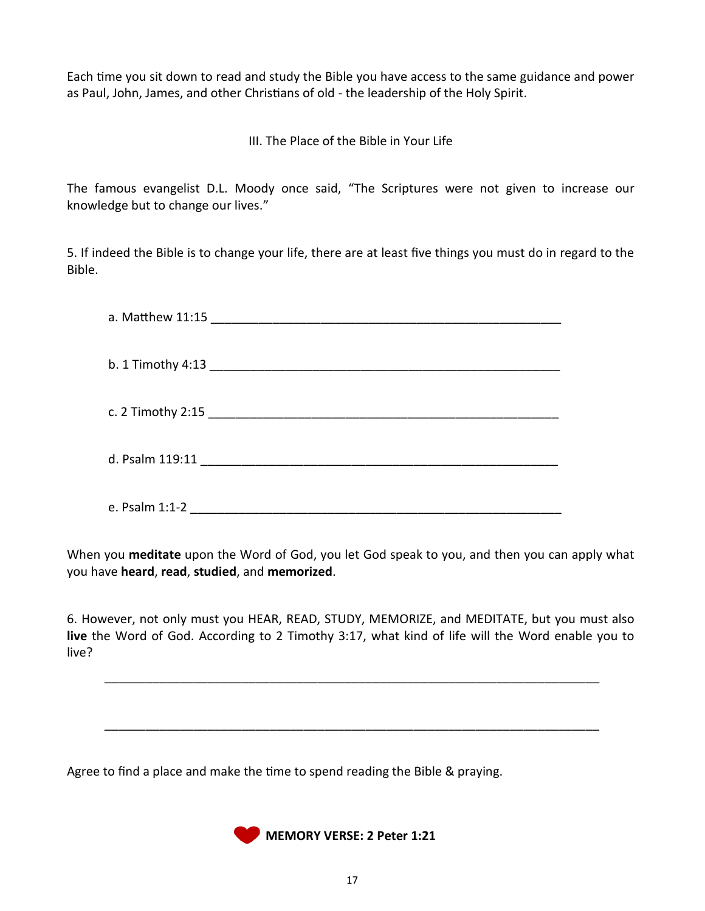Each time you sit down to read and study the Bible you have access to the same guidance and power as Paul, John, James, and other Christians of old - the leadership of the Holy Spirit.

## III. The Place of the Bible in Your Life

The famous evangelist D.L. Moody once said, "The Scriptures were not given to increase our knowledge but to change our lives."

5. If indeed the Bible is to change your life, there are at least five things you must do in regard to the Bible.

   a. Matthew 11:15 ____________________________________________________

   b. 1 Timothy 4:13 ____________________________________________________

   c. 2 Timothy 2:15 ____________________________________________________

   d. Psalm 119:11 _____________________________________________________

   e. Psalm 1:1-2 _______________________________________________________

When you **meditate** upon the Word of God, you let God speak to you, and then you can apply what you have **heard**, **read**, **studied**, and **memorized**.

6. However, not only must you HEAR, READ, STUDY, MEMORIZE, and MEDITATE, but you must also **live** the Word of God. According to 2 Timothy 3:17, what kind of life will the Word enable you to live?

_________________________________________________________________________

_________________________________________________________________________

Agree to find a place and make the time to spend reading the Bible & praying.

**MEMORY VERSE: 2 Peter 1:21**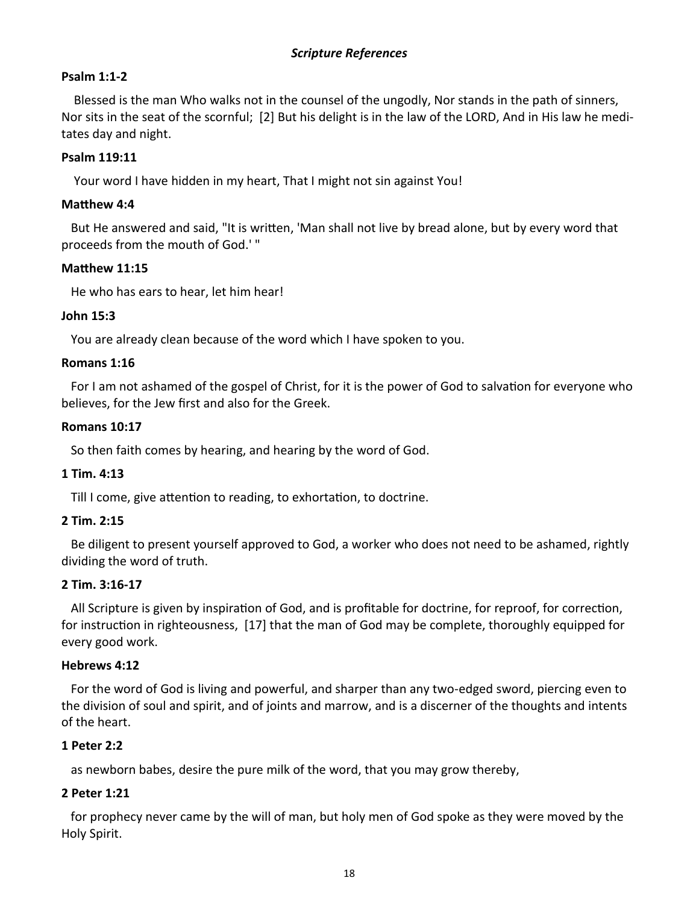*Scripture References*

**Psalm 1:1-2**

Blessed is the man Who walks not in the counsel of the ungodly, Nor stands in the path of sinners, Nor sits in the seat of the scornful; [2] But his delight is in the law of the LORD, And in His law he meditates day and night.

**Psalm 119:11**

Your word I have hidden in my heart, That I might not sin against You!

**Matthew 4:4**

But He answered and said, "It is written, 'Man shall not live by bread alone, but by every word that proceeds from the mouth of God.' "

**Matthew 11:15**

He who has ears to hear, let him hear!

**John 15:3**

You are already clean because of the word which I have spoken to you.

**Romans 1:16**

For I am not ashamed of the gospel of Christ, for it is the power of God to salvation for everyone who believes, for the Jew first and also for the Greek.

**Romans 10:17**

So then faith comes by hearing, and hearing by the word of God.

**1 Tim. 4:13**

Till I come, give attention to reading, to exhortation, to doctrine.

**2 Tim. 2:15**

Be diligent to present yourself approved to God, a worker who does not need to be ashamed, rightly dividing the word of truth.

**2 Tim. 3:16-17**

All Scripture is given by inspiration of God, and is profitable for doctrine, for reproof, for correction, for instruction in righteousness, [17] that the man of God may be complete, thoroughly equipped for every good work.

**Hebrews 4:12**

For the word of God is living and powerful, and sharper than any two-edged sword, piercing even to the division of soul and spirit, and of joints and marrow, and is a discerner of the thoughts and intents of the heart.

**1 Peter 2:2**

as newborn babes, desire the pure milk of the word, that you may grow thereby,

**2 Peter 1:21**

for prophecy never came by the will of man, but holy men of God spoke as they were moved by the Holy Spirit.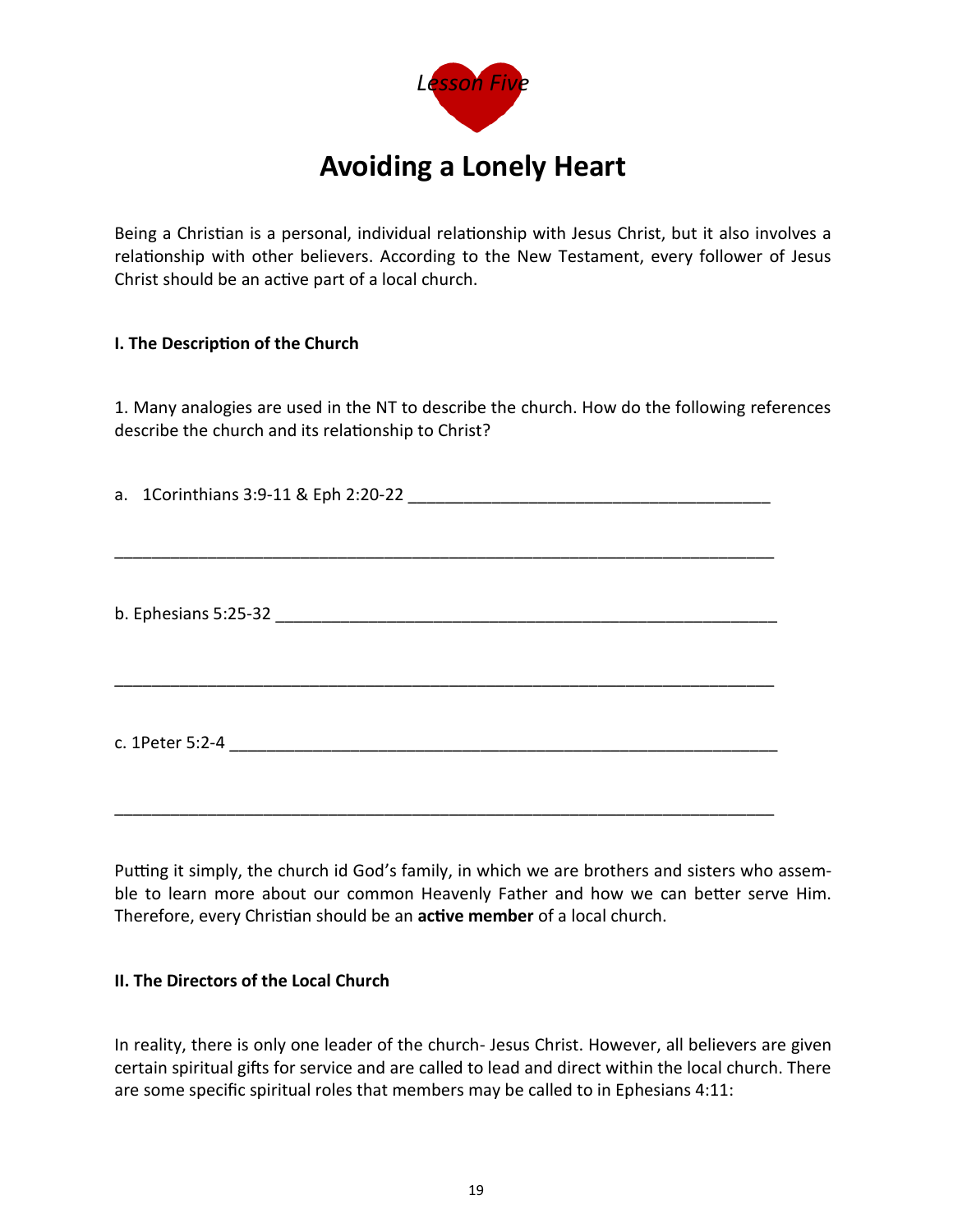*Lesson Five*

# Avoiding a Lonely Heart

Being a Christian is a personal, individual relationship with Jesus Christ, but it also involves a relationship with other believers. According to the New Testament, every follower of Jesus Christ should be an active part of a local church.

**I. The Description of the Church**

1. Many analogies are used in the NT to describe the church. How do the following references describe the church and its relationship to Christ?

a. 1Corinthians 3:9-11 & Eph 2:20-22 ________________________________________

______________________________________________________________________

b. Ephesians 5:25-32 ______________________________________________________

______________________________________________________________________

c. 1Peter 5:2-4 __________________________________________________________

______________________________________________________________________

Putting it simply, the church id God's family, in which we are brothers and sisters who assemble to learn more about our common Heavenly Father and how we can better serve Him. Therefore, every Christian should be an **active member** of a local church.

**II. The Directors of the Local Church**

In reality, there is only one leader of the church- Jesus Christ. However, all believers are given certain spiritual gifts for service and are called to lead and direct within the local church. There are some specific spiritual roles that members may be called to in Ephesians 4:11: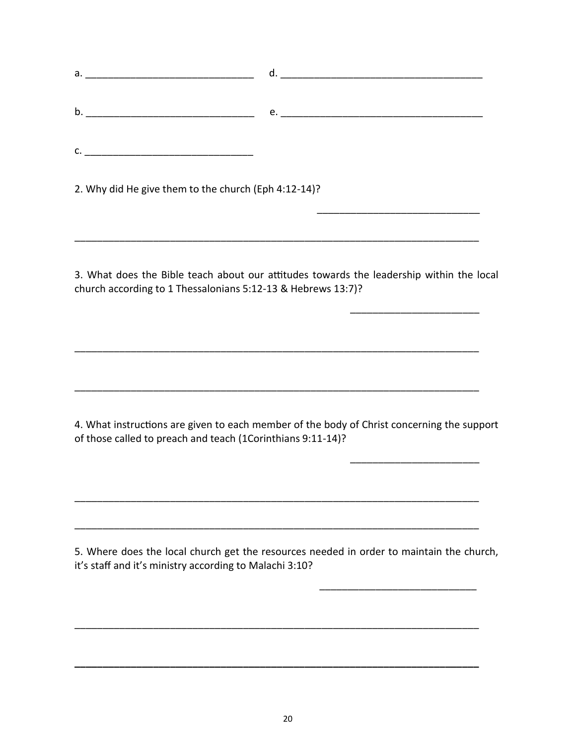a. ______________________________ d. ____________________________________

b. ______________________________ e. ____________________________________

c. ______________________________

2. Why did He give them to the church (Eph 4:12-14)?

_____________________________

___________________________________________________________________________

3. What does the Bible teach about our attitudes towards the leadership within the local church according to 1 Thessalonians 5:12-13 & Hebrews 13:7)?

_______________________

___________________________________________________________________________

___________________________________________________________________________

4. What instructions are given to each member of the body of Christ concerning the support of those called to preach and teach (1Corinthians 9:11-14)?

_______________________

___________________________________________________________________________

___________________________________________________________________________

5. Where does the local church get the resources needed in order to maintain the church, it's staff and it's ministry according to Malachi 3:10?

____________________________

___________________________________________________________________________

___________________________________________________________________________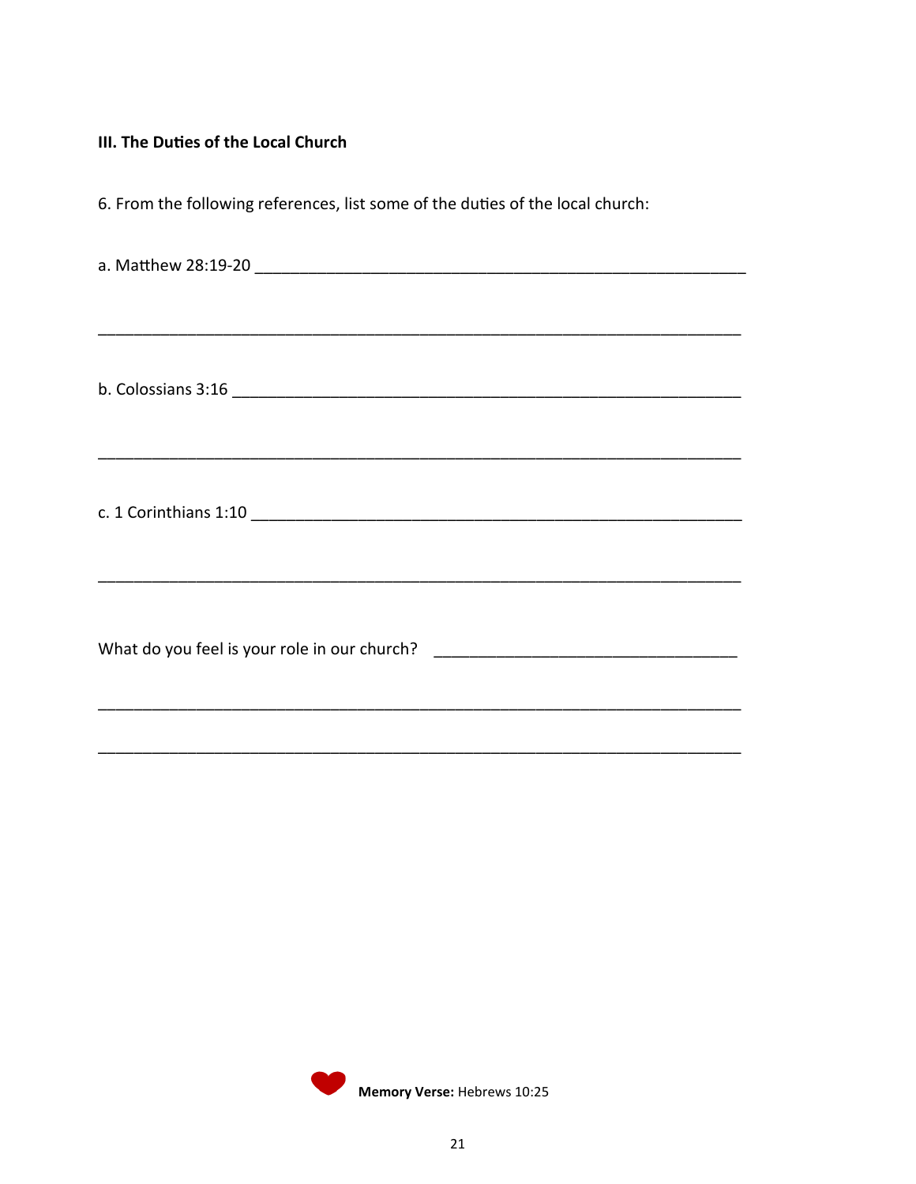**III. The Duties of the Local Church**

6. From the following references, list some of the duties of the local church:

a. Matthew 28:19-20 ______________________________________________________

___________________________________________________________________________

b. Colossians 3:16 ________________________________________________________

___________________________________________________________________________

c. 1 Corinthians 1:10 ______________________________________________________

___________________________________________________________________________

What do you feel is your role in our church? ______________________________

___________________________________________________________________________

___________________________________________________________________________

**Memory Verse:** Hebrews 10:25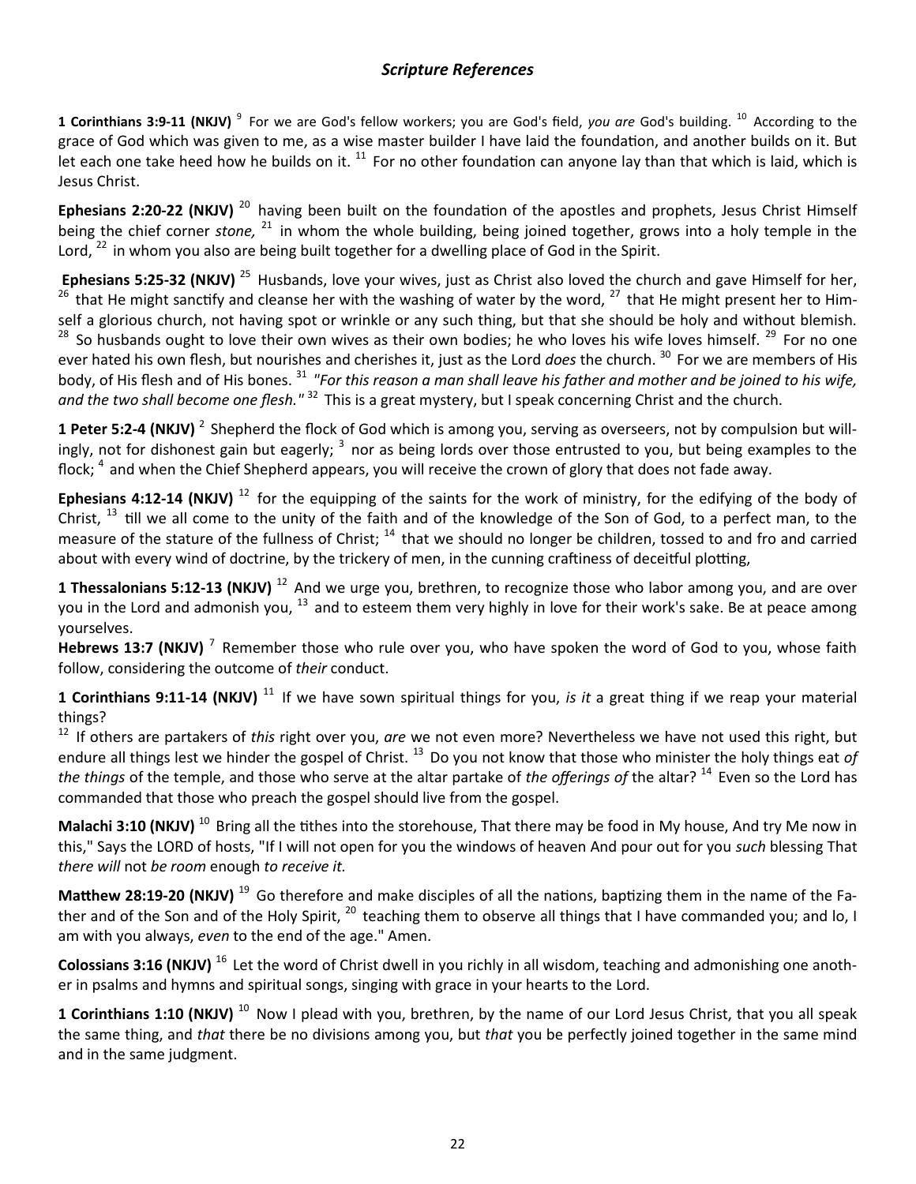## *Scripture References*

**1 Corinthians 3:9-11 (NKJV)** [9] For we are God's fellow workers; you are God's field, *you are* God's building. [10] According to the grace of God which was given to me, as a wise master builder I have laid the foundation, and another builds on it. But let each one take heed how he builds on it. [11] For no other foundation can anyone lay than that which is laid, which is Jesus Christ.

**Ephesians 2:20-22 (NKJV)** [20] having been built on the foundation of the apostles and prophets, Jesus Christ Himself being the chief corner *stone,* [21] in whom the whole building, being joined together, grows into a holy temple in the Lord, [22] in whom you also are being built together for a dwelling place of God in the Spirit.

**Ephesians 5:25-32 (NKJV)** [25] Husbands, love your wives, just as Christ also loved the church and gave Himself for her, [26] that He might sanctify and cleanse her with the washing of water by the word, [27] that He might present her to Himself a glorious church, not having spot or wrinkle or any such thing, but that she should be holy and without blemish. [28] So husbands ought to love their own wives as their own bodies; he who loves his wife loves himself. [29] For no one ever hated his own flesh, but nourishes and cherishes it, just as the Lord *does* the church. [30] For we are members of His body, of His flesh and of His bones. [31] *"For this reason a man shall leave his father and mother and be joined to his wife, and the two shall become one flesh."* [32] This is a great mystery, but I speak concerning Christ and the church.

**1 Peter 5:2-4 (NKJV)** [2] Shepherd the flock of God which is among you, serving as overseers, not by compulsion but willingly, not for dishonest gain but eagerly; [3] nor as being lords over those entrusted to you, but being examples to the flock; [4] and when the Chief Shepherd appears, you will receive the crown of glory that does not fade away.

**Ephesians 4:12-14 (NKJV)** [12] for the equipping of the saints for the work of ministry, for the edifying of the body of Christ, [13] till we all come to the unity of the faith and of the knowledge of the Son of God, to a perfect man, to the measure of the stature of the fullness of Christ; [14] that we should no longer be children, tossed to and fro and carried about with every wind of doctrine, by the trickery of men, in the cunning craftiness of deceitful plotting,

**1 Thessalonians 5:12-13 (NKJV)** [12] And we urge you, brethren, to recognize those who labor among you, and are over you in the Lord and admonish you, [13] and to esteem them very highly in love for their work's sake. Be at peace among yourselves.

**Hebrews 13:7 (NKJV)** [7] Remember those who rule over you, who have spoken the word of God to you, whose faith follow, considering the outcome of *their* conduct.

**1 Corinthians 9:11-14 (NKJV)** [11] If we have sown spiritual things for you, *is it* a great thing if we reap your material things?

[12] If others are partakers of *this* right over you, *are* we not even more? Nevertheless we have not used this right, but endure all things lest we hinder the gospel of Christ. [13] Do you not know that those who minister the holy things eat *of the things* of the temple, and those who serve at the altar partake of *the offerings of* the altar? [14] Even so the Lord has commanded that those who preach the gospel should live from the gospel.

**Malachi 3:10 (NKJV)** [10] Bring all the tithes into the storehouse, That there may be food in My house, And try Me now in this," Says the LORD of hosts, "If I will not open for you the windows of heaven And pour out for you *such* blessing That *there will* not *be room* enough *to receive it.*

**Matthew 28:19-20 (NKJV)** [19] Go therefore and make disciples of all the nations, baptizing them in the name of the Father and of the Son and of the Holy Spirit, [20] teaching them to observe all things that I have commanded you; and lo, I am with you always, *even* to the end of the age." Amen.

**Colossians 3:16 (NKJV)** [16] Let the word of Christ dwell in you richly in all wisdom, teaching and admonishing one another in psalms and hymns and spiritual songs, singing with grace in your hearts to the Lord.

**1 Corinthians 1:10 (NKJV)** [10] Now I plead with you, brethren, by the name of our Lord Jesus Christ, that you all speak the same thing, and *that* there be no divisions among you, but *that* you be perfectly joined together in the same mind and in the same judgment.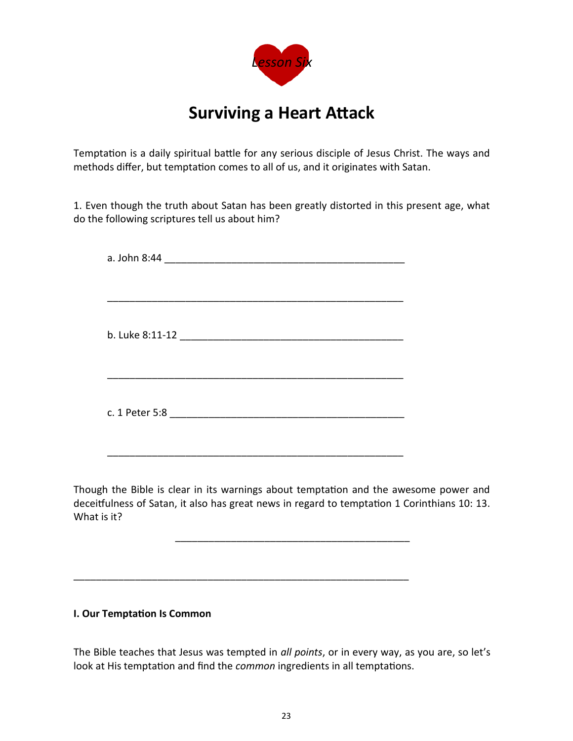*Lesson Six*

# Surviving a Heart Attack

Temptation is a daily spiritual battle for any serious disciple of Jesus Christ. The ways and methods differ, but temptation comes to all of us, and it originates with Satan.

1. Even though the truth about Satan has been greatly distorted in this present age, what do the following scriptures tell us about him?

a. John 8:44 ___________________________________________

______________________________________________________

b. Luke 8:11-12 ________________________________________

______________________________________________________

c. 1 Peter 5:8 _________________________________________

______________________________________________________

Though the Bible is clear in its warnings about temptation and the awesome power and deceitfulness of Satan, it also has great news in regard to temptation 1 Corinthians 10: 13. What is it?

___________________________________________

_____________________________________________________________

**I. Our Temptation Is Common**

The Bible teaches that Jesus was tempted in *all points*, or in every way, as you are, so let's look at His temptation and find the *common* ingredients in all temptations.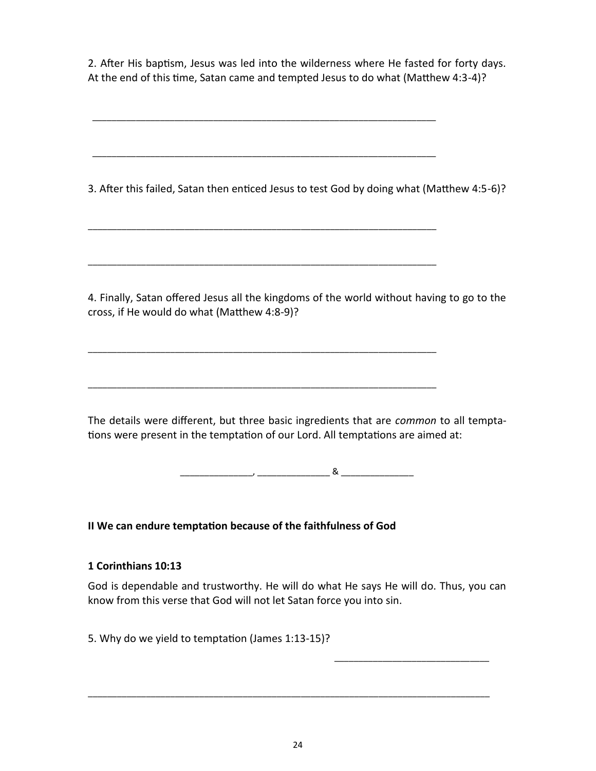2. After His baptism, Jesus was led into the wilderness where He fasted for forty days. At the end of this time, Satan came and tempted Jesus to do what (Matthew 4:3-4)?

______________________________________________________________

______________________________________________________________

3. After this failed, Satan then enticed Jesus to test God by doing what (Matthew 4:5-6)?

______________________________________________________________

______________________________________________________________

4. Finally, Satan offered Jesus all the kingdoms of the world without having to go to the cross, if He would do what (Matthew 4:8-9)?

______________________________________________________________

______________________________________________________________

The details were different, but three basic ingredients that are *common* to all temptations were present in the temptation of our Lord. All temptations are aimed at:

_____________, _____________ & _____________

**II We can endure temptation because of the faithfulness of God**

**1 Corinthians 10:13**

God is dependable and trustworthy. He will do what He says He will do. Thus, you can know from this verse that God will not let Satan force you into sin.

5. Why do we yield to temptation (James 1:13-15)?

___________________________

_______________________________________________________________________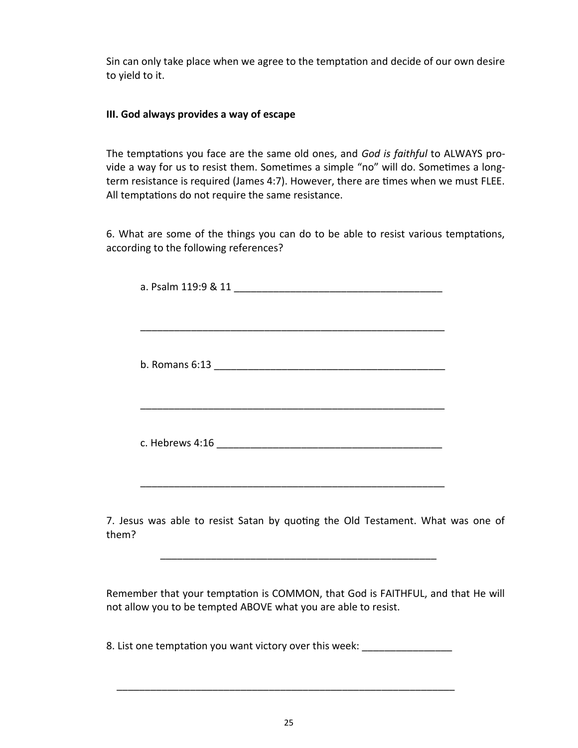Sin can only take place when we agree to the temptation and decide of our own desire to yield to it.

**III. God always provides a way of escape**

The temptations you face are the same old ones, and *God is faithful* to ALWAYS provide a way for us to resist them. Sometimes a simple "no" will do. Sometimes a long-term resistance is required (James 4:7). However, there are times when we must FLEE. All temptations do not require the same resistance.

6. What are some of the things you can do to be able to resist various temptations, according to the following references?

a. Psalm 119:9 & 11 ____________________________________

________________________________________________________

b. Romans 6:13 _________________________________________

________________________________________________________

c. Hebrews 4:16 ________________________________________

________________________________________________________

7. Jesus was able to resist Satan by quoting the Old Testament. What was one of them?

____________________________________________________

Remember that your temptation is COMMON, that God is FAITHFUL, and that He will not allow you to be tempted ABOVE what you are able to resist.

8. List one temptation you want victory over this week: ________________

______________________________________________________________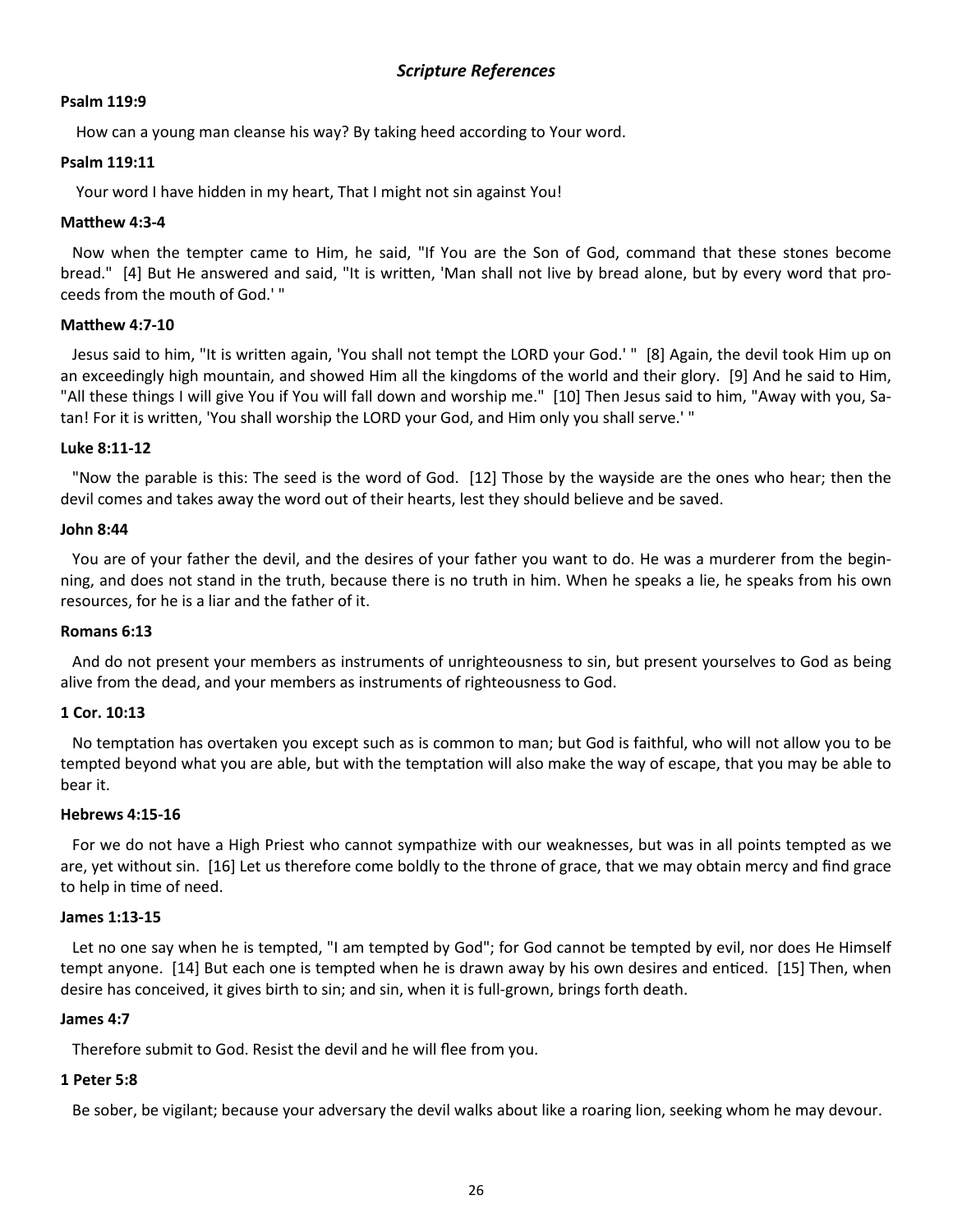## *Scripture References*

**Psalm 119:9**

How can a young man cleanse his way? By taking heed according to Your word.

**Psalm 119:11**

Your word I have hidden in my heart, That I might not sin against You!

**Matthew 4:3-4**

Now when the tempter came to Him, he said, "If You are the Son of God, command that these stones become bread." [4] But He answered and said, "It is written, 'Man shall not live by bread alone, but by every word that proceeds from the mouth of God.' "

**Matthew 4:7-10**

Jesus said to him, "It is written again, 'You shall not tempt the LORD your God.' " [8] Again, the devil took Him up on an exceedingly high mountain, and showed Him all the kingdoms of the world and their glory. [9] And he said to Him, "All these things I will give You if You will fall down and worship me." [10] Then Jesus said to him, "Away with you, Satan! For it is written, 'You shall worship the LORD your God, and Him only you shall serve.' "

**Luke 8:11-12**

"Now the parable is this: The seed is the word of God. [12] Those by the wayside are the ones who hear; then the devil comes and takes away the word out of their hearts, lest they should believe and be saved.

**John 8:44**

You are of your father the devil, and the desires of your father you want to do. He was a murderer from the beginning, and does not stand in the truth, because there is no truth in him. When he speaks a lie, he speaks from his own resources, for he is a liar and the father of it.

**Romans 6:13**

And do not present your members as instruments of unrighteousness to sin, but present yourselves to God as being alive from the dead, and your members as instruments of righteousness to God.

**1 Cor. 10:13**

No temptation has overtaken you except such as is common to man; but God is faithful, who will not allow you to be tempted beyond what you are able, but with the temptation will also make the way of escape, that you may be able to bear it.

**Hebrews 4:15-16**

For we do not have a High Priest who cannot sympathize with our weaknesses, but was in all points tempted as we are, yet without sin. [16] Let us therefore come boldly to the throne of grace, that we may obtain mercy and find grace to help in time of need.

**James 1:13-15**

Let no one say when he is tempted, "I am tempted by God"; for God cannot be tempted by evil, nor does He Himself tempt anyone. [14] But each one is tempted when he is drawn away by his own desires and enticed. [15] Then, when desire has conceived, it gives birth to sin; and sin, when it is full-grown, brings forth death.

**James 4:7**

Therefore submit to God. Resist the devil and he will flee from you.

**1 Peter 5:8**

Be sober, be vigilant; because your adversary the devil walks about like a roaring lion, seeking whom he may devour.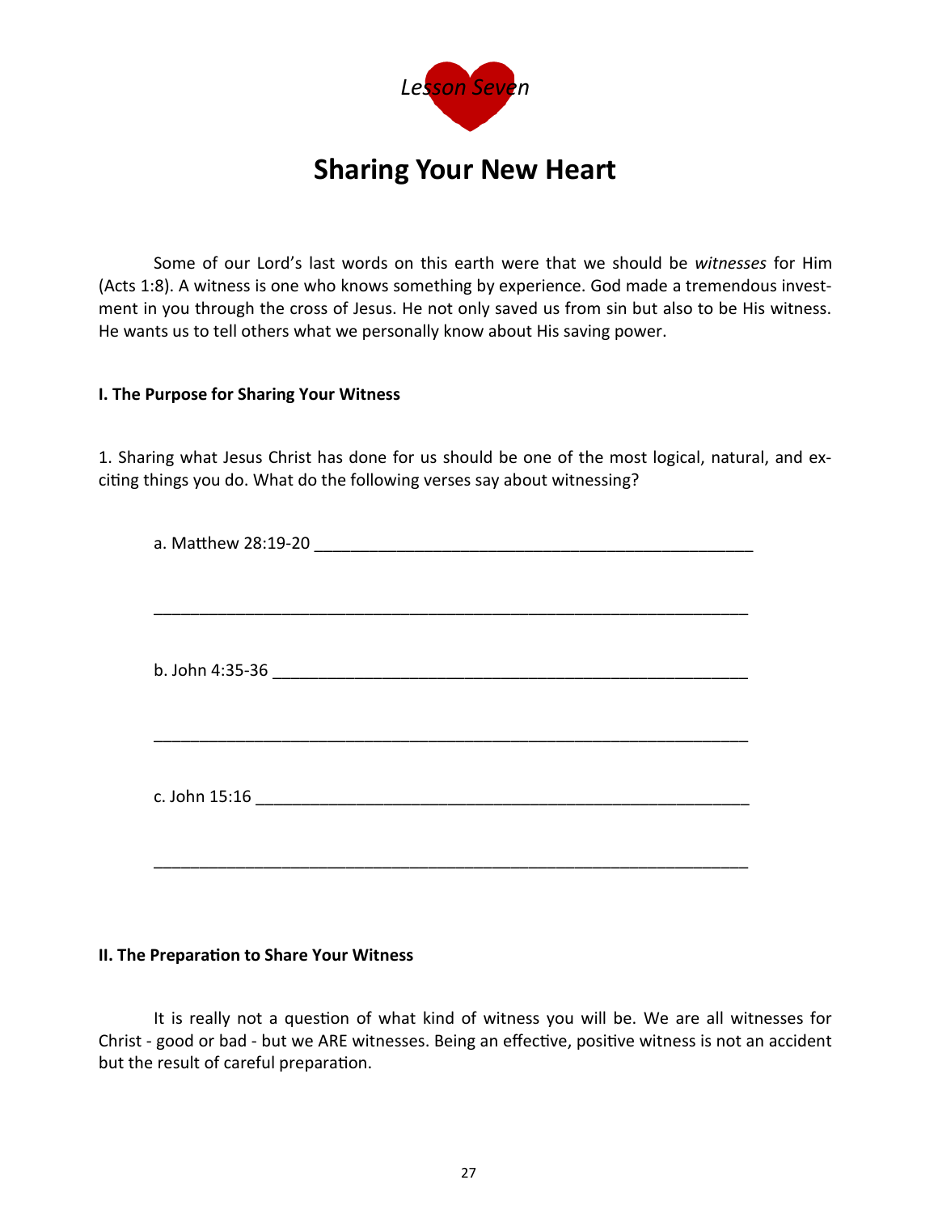*Lesson Seven*

# Sharing Your New Heart

Some of our Lord's last words on this earth were that we should be *witnesses* for Him (Acts 1:8). A witness is one who knows something by experience. God made a tremendous investment in you through the cross of Jesus. He not only saved us from sin but also to be His witness. He wants us to tell others what we personally know about His saving power.

**I. The Purpose for Sharing Your Witness**

1. Sharing what Jesus Christ has done for us should be one of the most logical, natural, and exciting things you do. What do the following verses say about witnessing?

a. Matthew 28:19-20 ________________________________________________

________________________________________________________________

b. John 4:35-36 ___________________________________________________

________________________________________________________________

c. John 15:16 _____________________________________________________

________________________________________________________________

**II. The Preparation to Share Your Witness**

It is really not a question of what kind of witness you will be. We are all witnesses for Christ - good or bad - but we ARE witnesses. Being an effective, positive witness is not an accident but the result of careful preparation.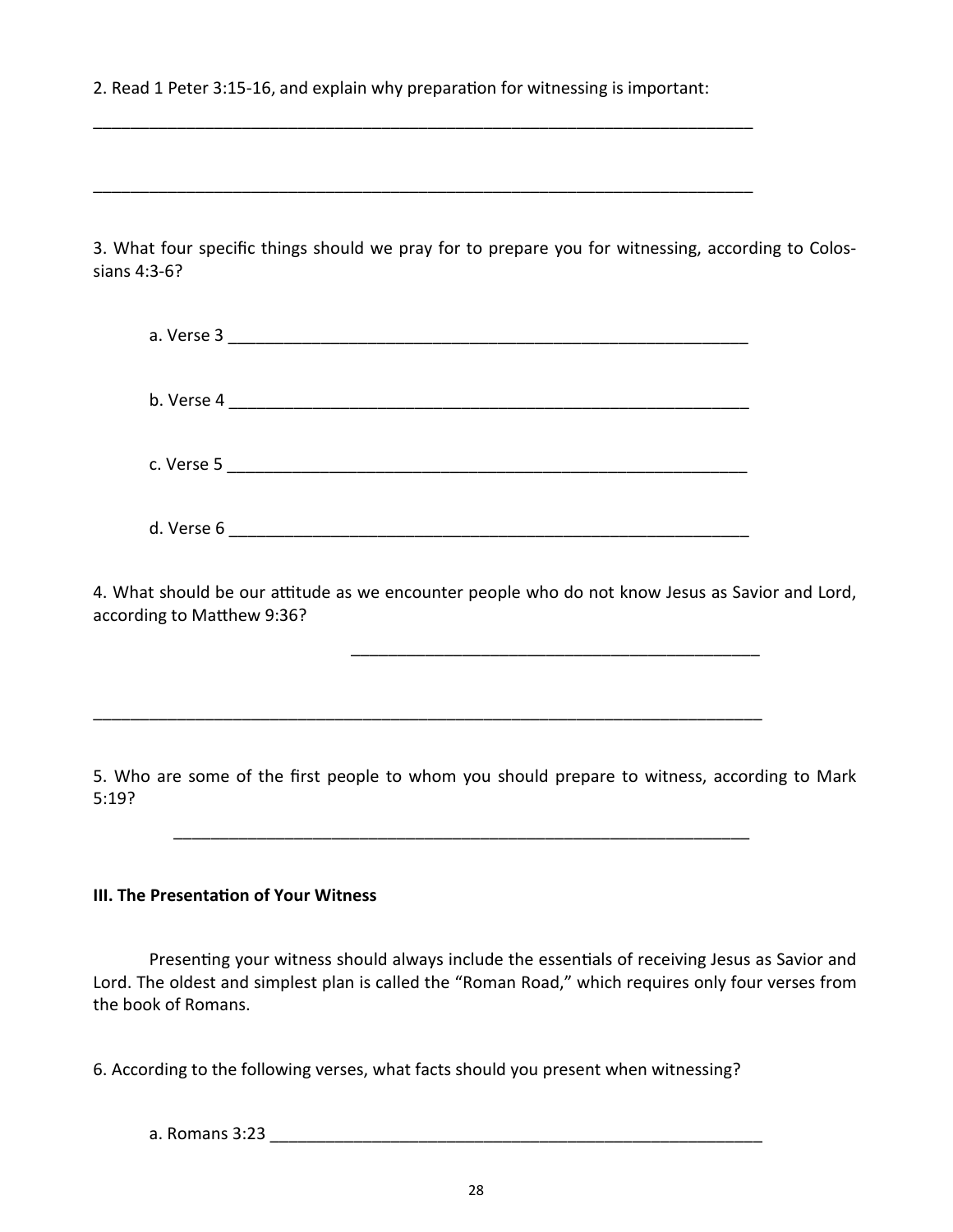2. Read 1 Peter 3:15-16, and explain why preparation for witnessing is important:

___________________________________________________________________________

___________________________________________________________________________

3. What four specific things should we pray for to prepare you for witnessing, according to Colossians 4:3-6?

a. Verse 3 ___________________________________________________________

b. Verse 4 ___________________________________________________________

c. Verse 5 ___________________________________________________________

d. Verse 6 ___________________________________________________________

4. What should be our attitude as we encounter people who do not know Jesus as Savior and Lord, according to Matthew 9:36?

_______________________________________________

___________________________________________________________________________

5. Who are some of the first people to whom you should prepare to witness, according to Mark 5:19?

_________________________________________________________________

**III. The Presentation of Your Witness**

Presenting your witness should always include the essentials of receiving Jesus as Savior and Lord. The oldest and simplest plan is called the "Roman Road," which requires only four verses from the book of Romans.

6. According to the following verses, what facts should you present when witnessing?

a. Romans 3:23 _________________________________________________________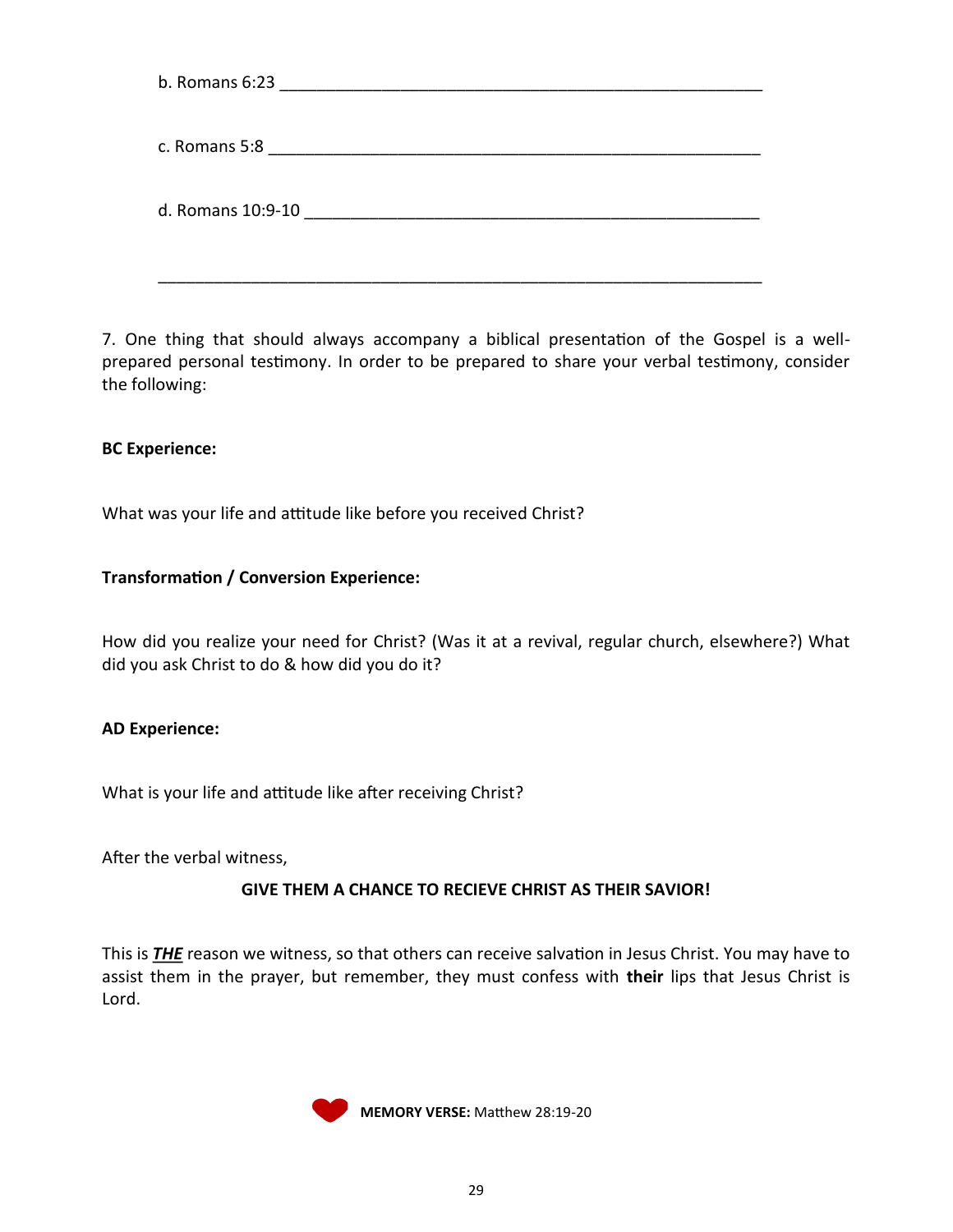b. Romans 6:23 ____________________________________________________

c. Romans 5:8 _____________________________________________________

d. Romans 10:9-10 _________________________________________________

__________________________________________________________________

7. One thing that should always accompany a biblical presentation of the Gospel is a well-prepared personal testimony. In order to be prepared to share your verbal testimony, consider the following:

**BC Experience:**

What was your life and attitude like before you received Christ?

**Transformation / Conversion Experience:**

How did you realize your need for Christ? (Was it at a revival, regular church, elsewhere?) What did you ask Christ to do & how did you do it?

**AD Experience:**

What is your life and attitude like after receiving Christ?

After the verbal witness,

**GIVE THEM A CHANCE TO RECIEVE CHRIST AS THEIR SAVIOR!**

This is ***THE*** reason we witness, so that others can receive salvation in Jesus Christ. You may have to assist them in the prayer, but remember, they must confess with **their** lips that Jesus Christ is Lord.

**MEMORY VERSE:** Matthew 28:19-20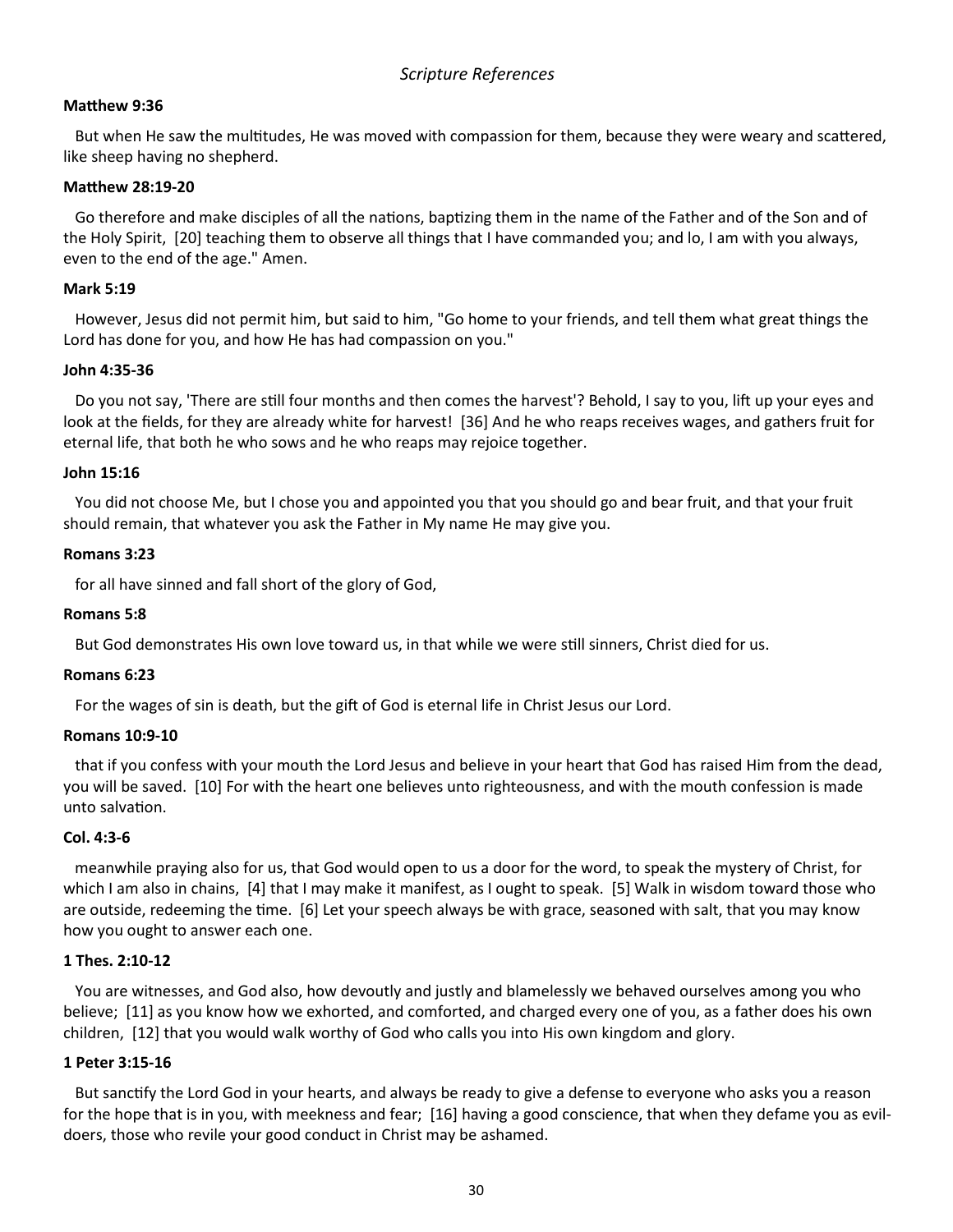*Scripture References*

**Matthew 9:36**

But when He saw the multitudes, He was moved with compassion for them, because they were weary and scattered, like sheep having no shepherd.

**Matthew 28:19-20**

Go therefore and make disciples of all the nations, baptizing them in the name of the Father and of the Son and of the Holy Spirit, [20] teaching them to observe all things that I have commanded you; and lo, I am with you always, even to the end of the age." Amen.

**Mark 5:19**

However, Jesus did not permit him, but said to him, "Go home to your friends, and tell them what great things the Lord has done for you, and how He has had compassion on you."

**John 4:35-36**

Do you not say, 'There are still four months and then comes the harvest'? Behold, I say to you, lift up your eyes and look at the fields, for they are already white for harvest! [36] And he who reaps receives wages, and gathers fruit for eternal life, that both he who sows and he who reaps may rejoice together.

**John 15:16**

You did not choose Me, but I chose you and appointed you that you should go and bear fruit, and that your fruit should remain, that whatever you ask the Father in My name He may give you.

**Romans 3:23**

for all have sinned and fall short of the glory of God,

**Romans 5:8**

But God demonstrates His own love toward us, in that while we were still sinners, Christ died for us.

**Romans 6:23**

For the wages of sin is death, but the gift of God is eternal life in Christ Jesus our Lord.

**Romans 10:9-10**

that if you confess with your mouth the Lord Jesus and believe in your heart that God has raised Him from the dead, you will be saved. [10] For with the heart one believes unto righteousness, and with the mouth confession is made unto salvation.

**Col. 4:3-6**

meanwhile praying also for us, that God would open to us a door for the word, to speak the mystery of Christ, for which I am also in chains, [4] that I may make it manifest, as I ought to speak. [5] Walk in wisdom toward those who are outside, redeeming the time. [6] Let your speech always be with grace, seasoned with salt, that you may know how you ought to answer each one.

**1 Thes. 2:10-12**

You are witnesses, and God also, how devoutly and justly and blamelessly we behaved ourselves among you who believe; [11] as you know how we exhorted, and comforted, and charged every one of you, as a father does his own children, [12] that you would walk worthy of God who calls you into His own kingdom and glory.

**1 Peter 3:15-16**

But sanctify the Lord God in your hearts, and always be ready to give a defense to everyone who asks you a reason for the hope that is in you, with meekness and fear; [16] having a good conscience, that when they defame you as evil-doers, those who revile your good conduct in Christ may be ashamed.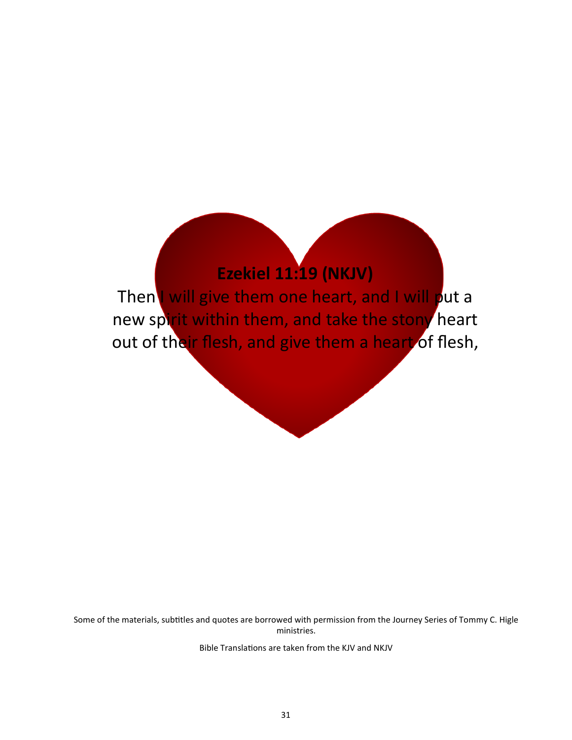**Ezekiel 11:19 (NKJV)**

Then I will give them one heart, and I will put a new spirit within them, and take the stony heart out of their flesh, and give them a heart of flesh,

Some of the materials, subtitles and quotes are borrowed with permission from the Journey Series of Tommy C. Higle ministries.

Bible Translations are taken from the KJV and NKJV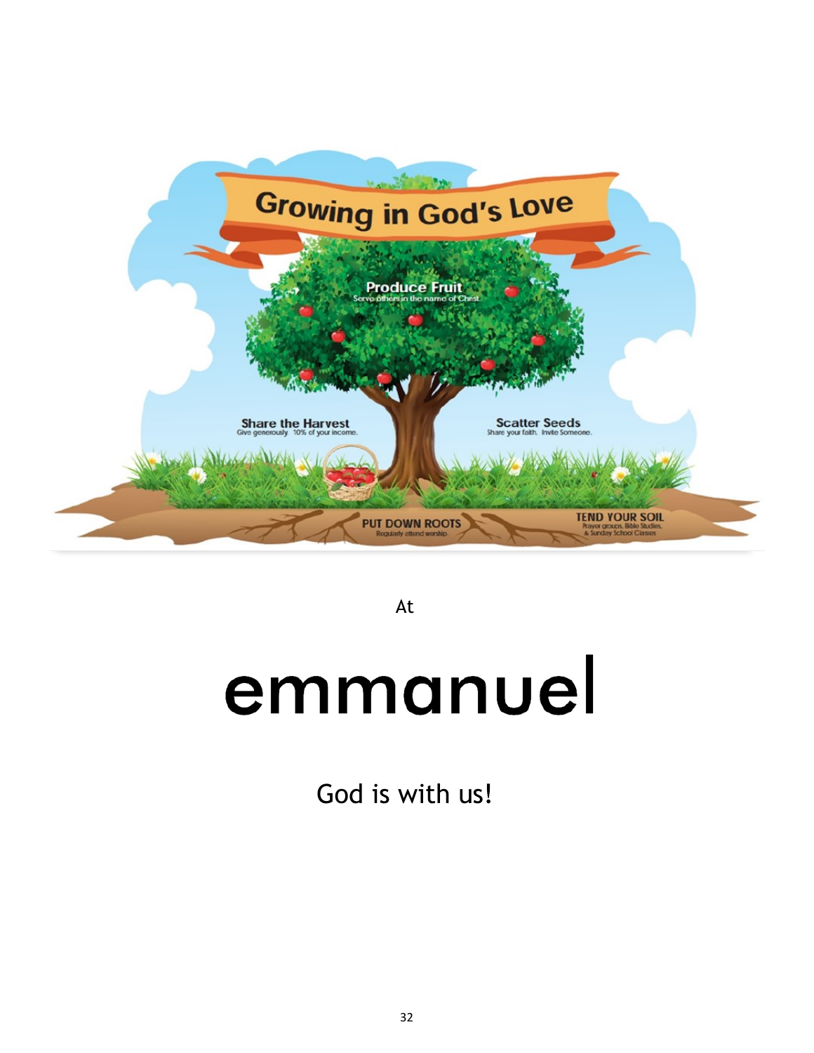Growing in God's Love

Produce Fruit
Serve others in the name of Christ

Share the Harvest
Give generously. 10% of your income.

Scatter Seeds
Share your faith. Invite Someone.

PUT DOWN ROOTS
Regularly attend worship.

TEND YOUR SOIL
Prayer groups, Bible Studies, & Sunday School Classes

At

# emmanuel

God is with us!